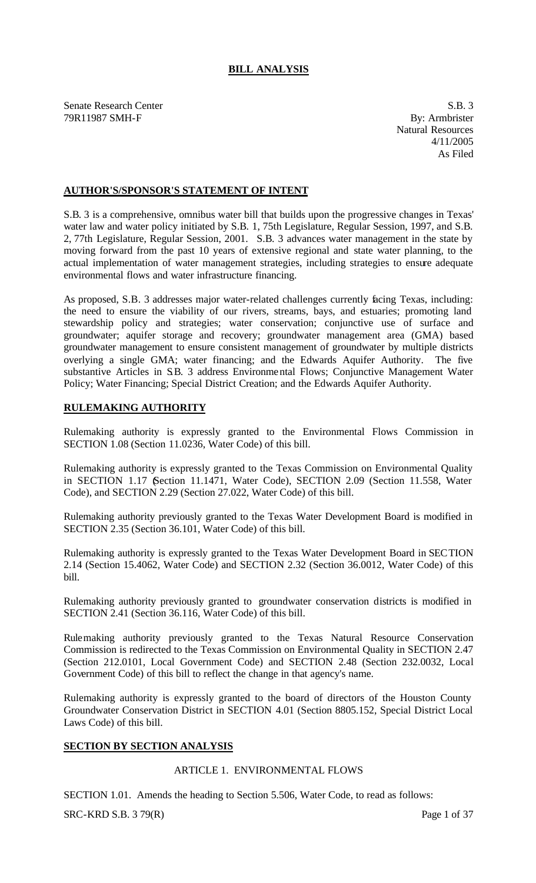# BILL ANALYSIS

Senate Research Center
79R11987 SMH-F

S.B. 3
By: Armbrister
Natural Resources
4/11/2005
As Filed

## AUTHOR'S/SPONSOR'S STATEMENT OF INTENT

S.B. 3 is a comprehensive, omnibus water bill that builds upon the progressive changes in Texas' water law and water policy initiated by S.B. 1, 75th Legislature, Regular Session, 1997, and S.B. 2, 77th Legislature, Regular Session, 2001. S.B. 3 advances water management in the state by moving forward from the past 10 years of extensive regional and state water planning, to the actual implementation of water management strategies, including strategies to ensure adequate environmental flows and water infrastructure financing.

As proposed, S.B. 3 addresses major water-related challenges currently facing Texas, including: the need to ensure the viability of our rivers, streams, bays, and estuaries; promoting land stewardship policy and strategies; water conservation; conjunctive use of surface and groundwater; aquifer storage and recovery; groundwater management area (GMA) based groundwater management to ensure consistent management of groundwater by multiple districts overlying a single GMA; water financing; and the Edwards Aquifer Authority. The five substantive Articles in S.B. 3 address Environmental Flows; Conjunctive Management Water Policy; Water Financing; Special District Creation; and the Edwards Aquifer Authority.

## RULEMAKING AUTHORITY

Rulemaking authority is expressly granted to the Environmental Flows Commission in SECTION 1.08 (Section 11.0236, Water Code) of this bill.

Rulemaking authority is expressly granted to the Texas Commission on Environmental Quality in SECTION 1.17 (Section 11.1471, Water Code), SECTION 2.09 (Section 11.558, Water Code), and SECTION 2.29 (Section 27.022, Water Code) of this bill.

Rulemaking authority previously granted to the Texas Water Development Board is modified in SECTION 2.35 (Section 36.101, Water Code) of this bill.

Rulemaking authority is expressly granted to the Texas Water Development Board in SECTION 2.14 (Section 15.4062, Water Code) and SECTION 2.32 (Section 36.0012, Water Code) of this bill.

Rulemaking authority previously granted to groundwater conservation districts is modified in SECTION 2.41 (Section 36.116, Water Code) of this bill.

Rulemaking authority previously granted to the Texas Natural Resource Conservation Commission is redirected to the Texas Commission on Environmental Quality in SECTION 2.47 (Section 212.0101, Local Government Code) and SECTION 2.48 (Section 232.0032, Local Government Code) of this bill to reflect the change in that agency's name.

Rulemaking authority is expressly granted to the board of directors of the Houston County Groundwater Conservation District in SECTION 4.01 (Section 8805.152, Special District Local Laws Code) of this bill.

## SECTION BY SECTION ANALYSIS

### ARTICLE 1. ENVIRONMENTAL FLOWS

SECTION 1.01. Amends the heading to Section 5.506, Water Code, to read as follows: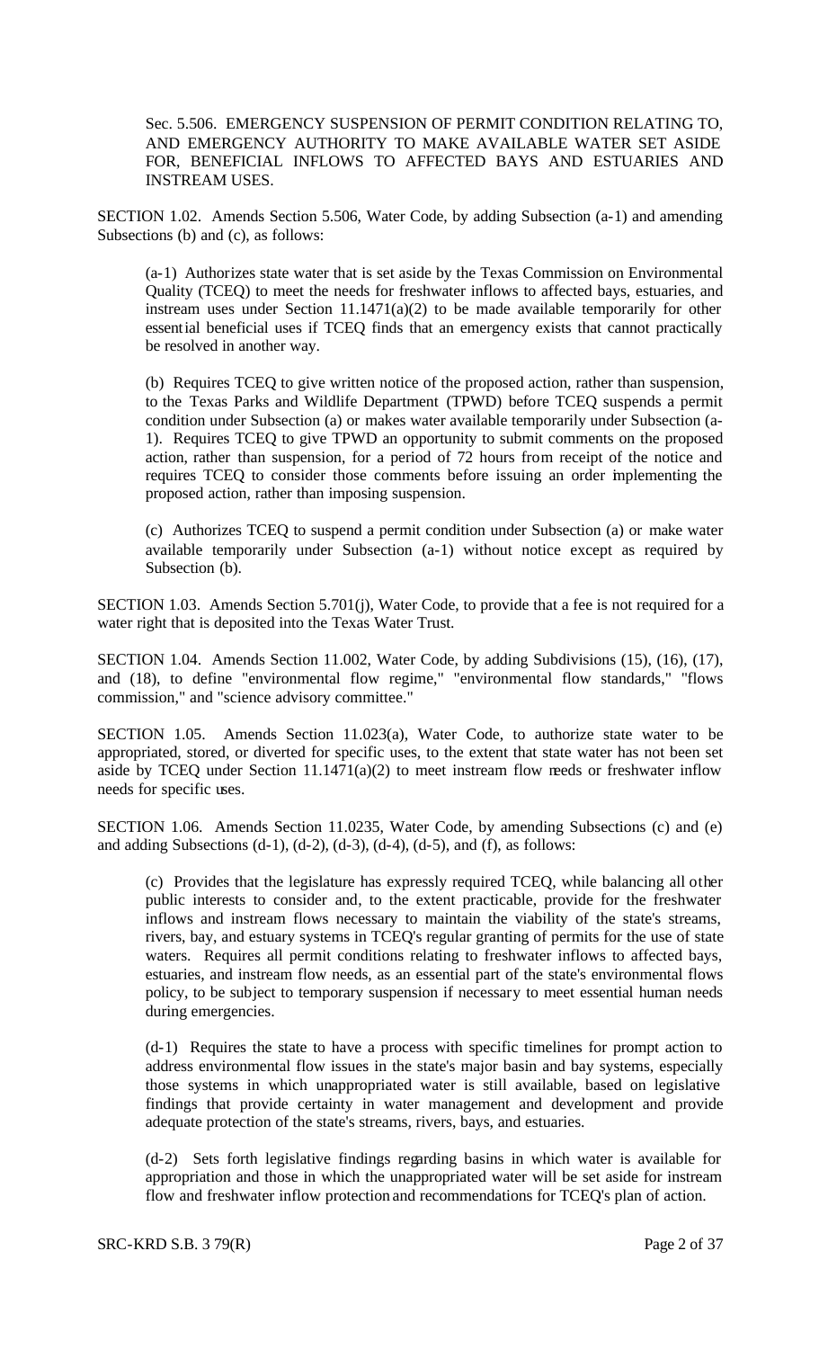Sec. 5.506. EMERGENCY SUSPENSION OF PERMIT CONDITION RELATING TO, AND EMERGENCY AUTHORITY TO MAKE AVAILABLE WATER SET ASIDE FOR, BENEFICIAL INFLOWS TO AFFECTED BAYS AND ESTUARIES AND INSTREAM USES.

SECTION 1.02. Amends Section 5.506, Water Code, by adding Subsection (a-1) and amending Subsections (b) and (c), as follows:

(a-1) Authorizes state water that is set aside by the Texas Commission on Environmental Quality (TCEQ) to meet the needs for freshwater inflows to affected bays, estuaries, and instream uses under Section 11.1471(a)(2) to be made available temporarily for other essential beneficial uses if TCEQ finds that an emergency exists that cannot practically be resolved in another way.

(b) Requires TCEQ to give written notice of the proposed action, rather than suspension, to the Texas Parks and Wildlife Department (TPWD) before TCEQ suspends a permit condition under Subsection (a) or makes water available temporarily under Subsection (a-1). Requires TCEQ to give TPWD an opportunity to submit comments on the proposed action, rather than suspension, for a period of 72 hours from receipt of the notice and requires TCEQ to consider those comments before issuing an order implementing the proposed action, rather than imposing suspension.

(c) Authorizes TCEQ to suspend a permit condition under Subsection (a) or make water available temporarily under Subsection (a-1) without notice except as required by Subsection (b).

SECTION 1.03. Amends Section 5.701(j), Water Code, to provide that a fee is not required for a water right that is deposited into the Texas Water Trust.

SECTION 1.04. Amends Section 11.002, Water Code, by adding Subdivisions (15), (16), (17), and (18), to define "environmental flow regime," "environmental flow standards," "flows commission," and "science advisory committee."

SECTION 1.05. Amends Section 11.023(a), Water Code, to authorize state water to be appropriated, stored, or diverted for specific uses, to the extent that state water has not been set aside by TCEQ under Section 11.1471(a)(2) to meet instream flow needs or freshwater inflow needs for specific uses.

SECTION 1.06. Amends Section 11.0235, Water Code, by amending Subsections (c) and (e) and adding Subsections (d-1), (d-2), (d-3), (d-4), (d-5), and (f), as follows:

(c) Provides that the legislature has expressly required TCEQ, while balancing all other public interests to consider and, to the extent practicable, provide for the freshwater inflows and instream flows necessary to maintain the viability of the state's streams, rivers, bay, and estuary systems in TCEQ's regular granting of permits for the use of state waters. Requires all permit conditions relating to freshwater inflows to affected bays, estuaries, and instream flow needs, as an essential part of the state's environmental flows policy, to be subject to temporary suspension if necessary to meet essential human needs during emergencies.

(d-1) Requires the state to have a process with specific timelines for prompt action to address environmental flow issues in the state's major basin and bay systems, especially those systems in which unappropriated water is still available, based on legislative findings that provide certainty in water management and development and provide adequate protection of the state's streams, rivers, bays, and estuaries.

(d-2) Sets forth legislative findings regarding basins in which water is available for appropriation and those in which the unappropriated water will be set aside for instream flow and freshwater inflow protection and recommendations for TCEQ's plan of action.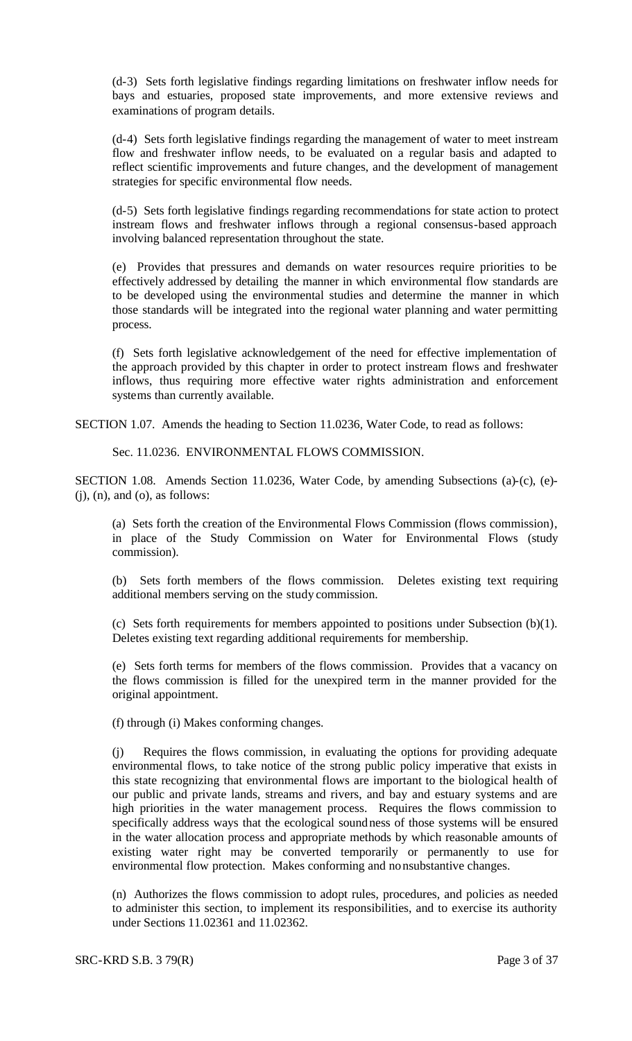(d-3) Sets forth legislative findings regarding limitations on freshwater inflow needs for bays and estuaries, proposed state improvements, and more extensive reviews and examinations of program details.

(d-4) Sets forth legislative findings regarding the management of water to meet instream flow and freshwater inflow needs, to be evaluated on a regular basis and adapted to reflect scientific improvements and future changes, and the development of management strategies for specific environmental flow needs.

(d-5) Sets forth legislative findings regarding recommendations for state action to protect instream flows and freshwater inflows through a regional consensus-based approach involving balanced representation throughout the state.

(e) Provides that pressures and demands on water resources require priorities to be effectively addressed by detailing the manner in which environmental flow standards are to be developed using the environmental studies and determine the manner in which those standards will be integrated into the regional water planning and water permitting process.

(f) Sets forth legislative acknowledgement of the need for effective implementation of the approach provided by this chapter in order to protect instream flows and freshwater inflows, thus requiring more effective water rights administration and enforcement systems than currently available.

SECTION 1.07. Amends the heading to Section 11.0236, Water Code, to read as follows:

Sec. 11.0236. ENVIRONMENTAL FLOWS COMMISSION.

SECTION 1.08. Amends Section 11.0236, Water Code, by amending Subsections (a)-(c), (e)-(j), (n), and (o), as follows:

(a) Sets forth the creation of the Environmental Flows Commission (flows commission), in place of the Study Commission on Water for Environmental Flows (study commission).

(b) Sets forth members of the flows commission. Deletes existing text requiring additional members serving on the study commission.

(c) Sets forth requirements for members appointed to positions under Subsection (b)(1). Deletes existing text regarding additional requirements for membership.

(e) Sets forth terms for members of the flows commission. Provides that a vacancy on the flows commission is filled for the unexpired term in the manner provided for the original appointment.

(f) through (i) Makes conforming changes.

(j) Requires the flows commission, in evaluating the options for providing adequate environmental flows, to take notice of the strong public policy imperative that exists in this state recognizing that environmental flows are important to the biological health of our public and private lands, streams and rivers, and bay and estuary systems and are high priorities in the water management process. Requires the flows commission to specifically address ways that the ecological soundness of those systems will be ensured in the water allocation process and appropriate methods by which reasonable amounts of existing water right may be converted temporarily or permanently to use for environmental flow protection. Makes conforming and nonsubstantive changes.

(n) Authorizes the flows commission to adopt rules, procedures, and policies as needed to administer this section, to implement its responsibilities, and to exercise its authority under Sections 11.02361 and 11.02362.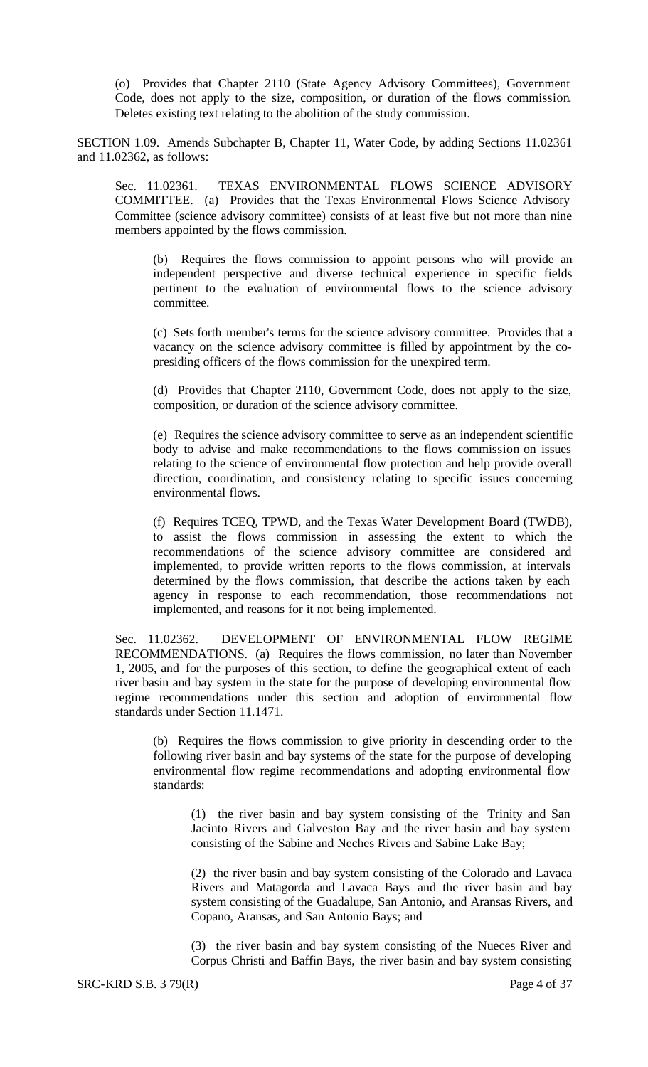(o) Provides that Chapter 2110 (State Agency Advisory Committees), Government Code, does not apply to the size, composition, or duration of the flows commission. Deletes existing text relating to the abolition of the study commission.

SECTION 1.09. Amends Subchapter B, Chapter 11, Water Code, by adding Sections 11.02361 and 11.02362, as follows:

Sec. 11.02361. TEXAS ENVIRONMENTAL FLOWS SCIENCE ADVISORY COMMITTEE. (a) Provides that the Texas Environmental Flows Science Advisory Committee (science advisory committee) consists of at least five but not more than nine members appointed by the flows commission.

(b) Requires the flows commission to appoint persons who will provide an independent perspective and diverse technical experience in specific fields pertinent to the evaluation of environmental flows to the science advisory committee.

(c) Sets forth member's terms for the science advisory committee. Provides that a vacancy on the science advisory committee is filled by appointment by the co-presiding officers of the flows commission for the unexpired term.

(d) Provides that Chapter 2110, Government Code, does not apply to the size, composition, or duration of the science advisory committee.

(e) Requires the science advisory committee to serve as an independent scientific body to advise and make recommendations to the flows commission on issues relating to the science of environmental flow protection and help provide overall direction, coordination, and consistency relating to specific issues concerning environmental flows.

(f) Requires TCEQ, TPWD, and the Texas Water Development Board (TWDB), to assist the flows commission in assessing the extent to which the recommendations of the science advisory committee are considered and implemented, to provide written reports to the flows commission, at intervals determined by the flows commission, that describe the actions taken by each agency in response to each recommendation, those recommendations not implemented, and reasons for it not being implemented.

Sec. 11.02362. DEVELOPMENT OF ENVIRONMENTAL FLOW REGIME RECOMMENDATIONS. (a) Requires the flows commission, no later than November 1, 2005, and for the purposes of this section, to define the geographical extent of each river basin and bay system in the state for the purpose of developing environmental flow regime recommendations under this section and adoption of environmental flow standards under Section 11.1471.

(b) Requires the flows commission to give priority in descending order to the following river basin and bay systems of the state for the purpose of developing environmental flow regime recommendations and adopting environmental flow standards:

(1) the river basin and bay system consisting of the Trinity and San Jacinto Rivers and Galveston Bay and the river basin and bay system consisting of the Sabine and Neches Rivers and Sabine Lake Bay;

(2) the river basin and bay system consisting of the Colorado and Lavaca Rivers and Matagorda and Lavaca Bays and the river basin and bay system consisting of the Guadalupe, San Antonio, and Aransas Rivers, and Copano, Aransas, and San Antonio Bays; and

(3) the river basin and bay system consisting of the Nueces River and Corpus Christi and Baffin Bays, the river basin and bay system consisting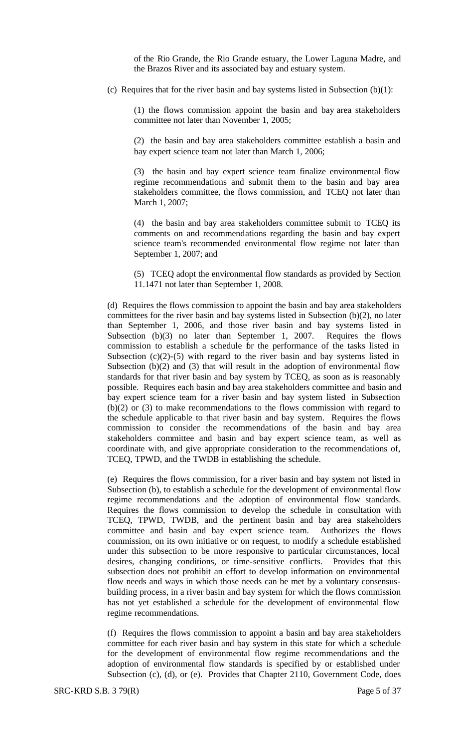of the Rio Grande, the Rio Grande estuary, the Lower Laguna Madre, and the Brazos River and its associated bay and estuary system.

(c) Requires that for the river basin and bay systems listed in Subsection (b)(1):

(1) the flows commission appoint the basin and bay area stakeholders committee not later than November 1, 2005;

(2) the basin and bay area stakeholders committee establish a basin and bay expert science team not later than March 1, 2006;

(3) the basin and bay expert science team finalize environmental flow regime recommendations and submit them to the basin and bay area stakeholders committee, the flows commission, and TCEQ not later than March 1, 2007;

(4) the basin and bay area stakeholders committee submit to TCEQ its comments on and recommendations regarding the basin and bay expert science team's recommended environmental flow regime not later than September 1, 2007; and

(5) TCEQ adopt the environmental flow standards as provided by Section 11.1471 not later than September 1, 2008.

(d) Requires the flows commission to appoint the basin and bay area stakeholders committees for the river basin and bay systems listed in Subsection (b)(2), no later than September 1, 2006, and those river basin and bay systems listed in Subsection (b)(3) no later than September 1, 2007. Requires the flows commission to establish a schedule for the performance of the tasks listed in Subsection (c)(2)-(5) with regard to the river basin and bay systems listed in Subsection (b)(2) and (3) that will result in the adoption of environmental flow standards for that river basin and bay system by TCEQ, as soon as is reasonably possible. Requires each basin and bay area stakeholders committee and basin and bay expert science team for a river basin and bay system listed in Subsection (b)(2) or (3) to make recommendations to the flows commission with regard to the schedule applicable to that river basin and bay system. Requires the flows commission to consider the recommendations of the basin and bay area stakeholders committee and basin and bay expert science team, as well as coordinate with, and give appropriate consideration to the recommendations of, TCEQ, TPWD, and the TWDB in establishing the schedule.

(e) Requires the flows commission, for a river basin and bay system not listed in Subsection (b), to establish a schedule for the development of environmental flow regime recommendations and the adoption of environmental flow standards. Requires the flows commission to develop the schedule in consultation with TCEQ, TPWD, TWDB, and the pertinent basin and bay area stakeholders committee and basin and bay expert science team. Authorizes the flows commission, on its own initiative or on request, to modify a schedule established under this subsection to be more responsive to particular circumstances, local desires, changing conditions, or time-sensitive conflicts. Provides that this subsection does not prohibit an effort to develop information on environmental flow needs and ways in which those needs can be met by a voluntary consensus-building process, in a river basin and bay system for which the flows commission has not yet established a schedule for the development of environmental flow regime recommendations.

(f) Requires the flows commission to appoint a basin and bay area stakeholders committee for each river basin and bay system in this state for which a schedule for the development of environmental flow regime recommendations and the adoption of environmental flow standards is specified by or established under Subsection (c), (d), or (e). Provides that Chapter 2110, Government Code, does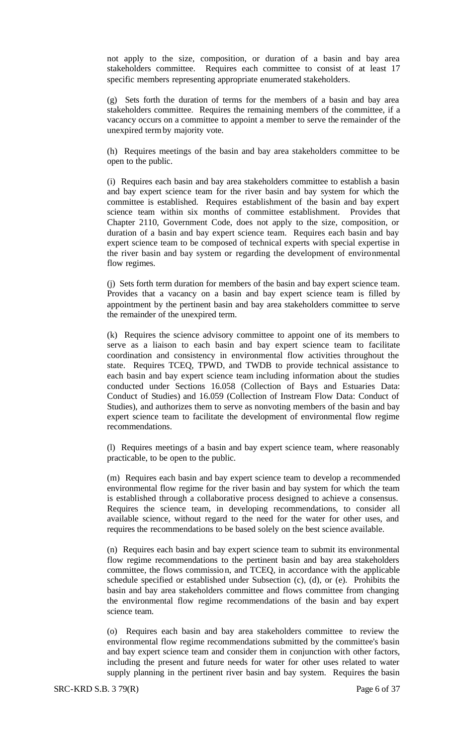not apply to the size, composition, or duration of a basin and bay area stakeholders committee. Requires each committee to consist of at least 17 specific members representing appropriate enumerated stakeholders.

(g) Sets forth the duration of terms for the members of a basin and bay area stakeholders committee. Requires the remaining members of the committee, if a vacancy occurs on a committee to appoint a member to serve the remainder of the unexpired term by majority vote.

(h) Requires meetings of the basin and bay area stakeholders committee to be open to the public.

(i) Requires each basin and bay area stakeholders committee to establish a basin and bay expert science team for the river basin and bay system for which the committee is established. Requires establishment of the basin and bay expert science team within six months of committee establishment. Provides that Chapter 2110, Government Code, does not apply to the size, composition, or duration of a basin and bay expert science team. Requires each basin and bay expert science team to be composed of technical experts with special expertise in the river basin and bay system or regarding the development of environmental flow regimes.

(j) Sets forth term duration for members of the basin and bay expert science team. Provides that a vacancy on a basin and bay expert science team is filled by appointment by the pertinent basin and bay area stakeholders committee to serve the remainder of the unexpired term.

(k) Requires the science advisory committee to appoint one of its members to serve as a liaison to each basin and bay expert science team to facilitate coordination and consistency in environmental flow activities throughout the state. Requires TCEQ, TPWD, and TWDB to provide technical assistance to each basin and bay expert science team including information about the studies conducted under Sections 16.058 (Collection of Bays and Estuaries Data: Conduct of Studies) and 16.059 (Collection of Instream Flow Data: Conduct of Studies), and authorizes them to serve as nonvoting members of the basin and bay expert science team to facilitate the development of environmental flow regime recommendations.

(l) Requires meetings of a basin and bay expert science team, where reasonably practicable, to be open to the public.

(m) Requires each basin and bay expert science team to develop a recommended environmental flow regime for the river basin and bay system for which the team is established through a collaborative process designed to achieve a consensus. Requires the science team, in developing recommendations, to consider all available science, without regard to the need for the water for other uses, and requires the recommendations to be based solely on the best science available.

(n) Requires each basin and bay expert science team to submit its environmental flow regime recommendations to the pertinent basin and bay area stakeholders committee, the flows commission, and TCEQ, in accordance with the applicable schedule specified or established under Subsection (c), (d), or (e). Prohibits the basin and bay area stakeholders committee and flows committee from changing the environmental flow regime recommendations of the basin and bay expert science team.

(o) Requires each basin and bay area stakeholders committee to review the environmental flow regime recommendations submitted by the committee's basin and bay expert science team and consider them in conjunction with other factors, including the present and future needs for water for other uses related to water supply planning in the pertinent river basin and bay system. Requires the basin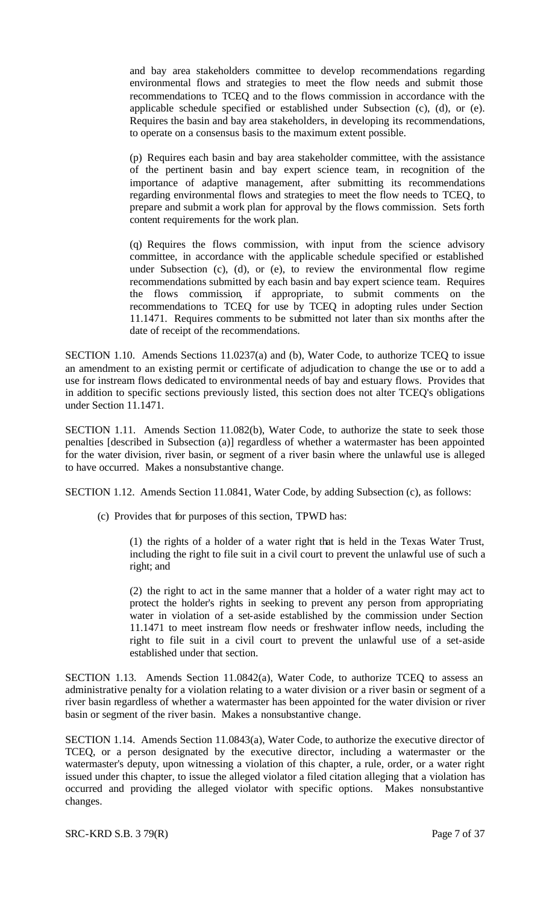and bay area stakeholders committee to develop recommendations regarding environmental flows and strategies to meet the flow needs and submit those recommendations to TCEQ and to the flows commission in accordance with the applicable schedule specified or established under Subsection (c), (d), or (e). Requires the basin and bay area stakeholders, in developing its recommendations, to operate on a consensus basis to the maximum extent possible.

(p) Requires each basin and bay area stakeholder committee, with the assistance of the pertinent basin and bay expert science team, in recognition of the importance of adaptive management, after submitting its recommendations regarding environmental flows and strategies to meet the flow needs to TCEQ, to prepare and submit a work plan for approval by the flows commission. Sets forth content requirements for the work plan.

(q) Requires the flows commission, with input from the science advisory committee, in accordance with the applicable schedule specified or established under Subsection (c), (d), or (e), to review the environmental flow regime recommendations submitted by each basin and bay expert science team. Requires the flows commission, if appropriate, to submit comments on the recommendations to TCEQ for use by TCEQ in adopting rules under Section 11.1471. Requires comments to be submitted not later than six months after the date of receipt of the recommendations.

SECTION 1.10. Amends Sections 11.0237(a) and (b), Water Code, to authorize TCEQ to issue an amendment to an existing permit or certificate of adjudication to change the use or to add a use for instream flows dedicated to environmental needs of bay and estuary flows. Provides that in addition to specific sections previously listed, this section does not alter TCEQ's obligations under Section 11.1471.

SECTION 1.11. Amends Section 11.082(b), Water Code, to authorize the state to seek those penalties [described in Subsection (a)] regardless of whether a watermaster has been appointed for the water division, river basin, or segment of a river basin where the unlawful use is alleged to have occurred. Makes a nonsubstantive change.

SECTION 1.12. Amends Section 11.0841, Water Code, by adding Subsection (c), as follows:

(c) Provides that for purposes of this section, TPWD has:

(1) the rights of a holder of a water right that is held in the Texas Water Trust, including the right to file suit in a civil court to prevent the unlawful use of such a right; and

(2) the right to act in the same manner that a holder of a water right may act to protect the holder's rights in seeking to prevent any person from appropriating water in violation of a set-aside established by the commission under Section 11.1471 to meet instream flow needs or freshwater inflow needs, including the right to file suit in a civil court to prevent the unlawful use of a set-aside established under that section.

SECTION 1.13. Amends Section 11.0842(a), Water Code, to authorize TCEQ to assess an administrative penalty for a violation relating to a water division or a river basin or segment of a river basin regardless of whether a watermaster has been appointed for the water division or river basin or segment of the river basin. Makes a nonsubstantive change.

SECTION 1.14. Amends Section 11.0843(a), Water Code, to authorize the executive director of TCEQ, or a person designated by the executive director, including a watermaster or the watermaster's deputy, upon witnessing a violation of this chapter, a rule, order, or a water right issued under this chapter, to issue the alleged violator a filed citation alleging that a violation has occurred and providing the alleged violator with specific options. Makes nonsubstantive changes.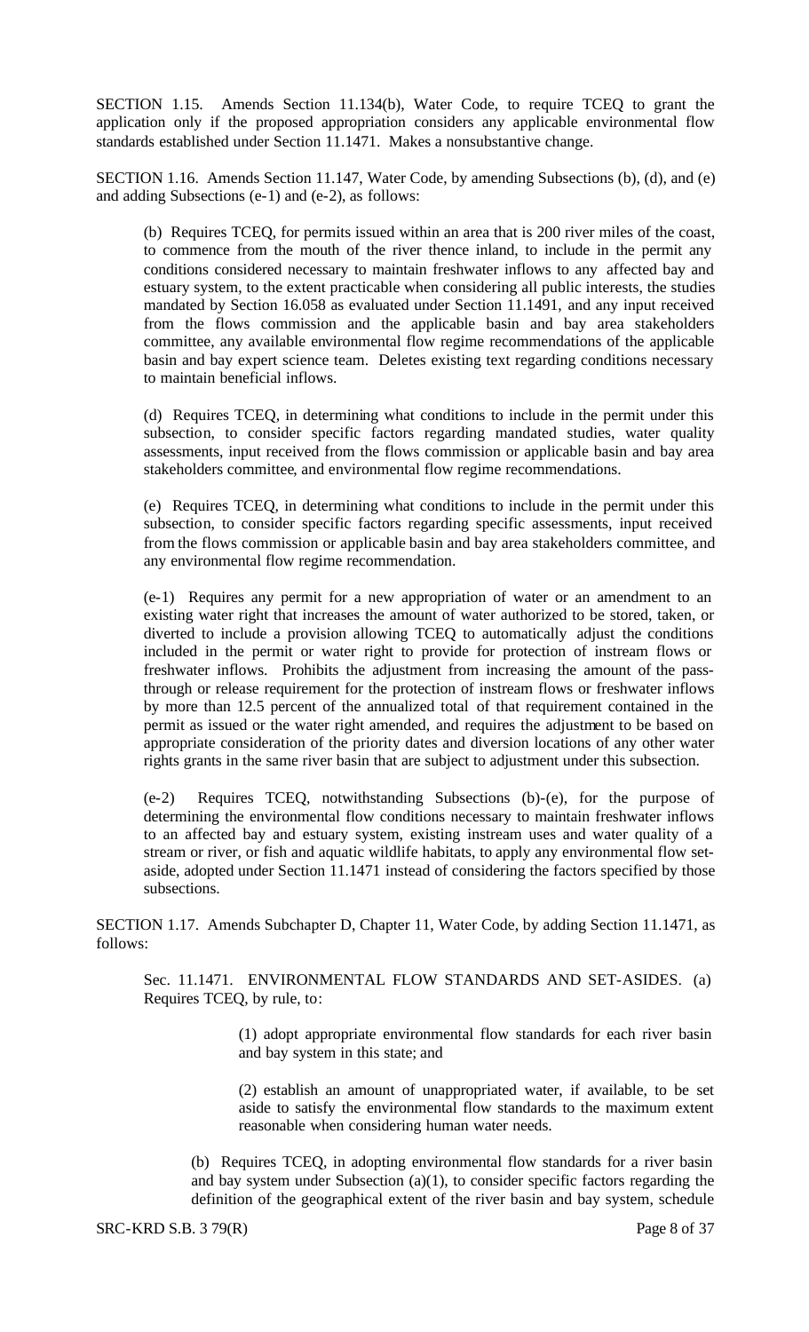SECTION 1.15. Amends Section 11.134(b), Water Code, to require TCEQ to grant the application only if the proposed appropriation considers any applicable environmental flow standards established under Section 11.1471. Makes a nonsubstantive change.

SECTION 1.16. Amends Section 11.147, Water Code, by amending Subsections (b), (d), and (e) and adding Subsections (e-1) and (e-2), as follows:

(b) Requires TCEQ, for permits issued within an area that is 200 river miles of the coast, to commence from the mouth of the river thence inland, to include in the permit any conditions considered necessary to maintain freshwater inflows to any affected bay and estuary system, to the extent practicable when considering all public interests, the studies mandated by Section 16.058 as evaluated under Section 11.1491, and any input received from the flows commission and the applicable basin and bay area stakeholders committee, any available environmental flow regime recommendations of the applicable basin and bay expert science team. Deletes existing text regarding conditions necessary to maintain beneficial inflows.

(d) Requires TCEQ, in determining what conditions to include in the permit under this subsection, to consider specific factors regarding mandated studies, water quality assessments, input received from the flows commission or applicable basin and bay area stakeholders committee, and environmental flow regime recommendations.

(e) Requires TCEQ, in determining what conditions to include in the permit under this subsection, to consider specific factors regarding specific assessments, input received from the flows commission or applicable basin and bay area stakeholders committee, and any environmental flow regime recommendation.

(e-1) Requires any permit for a new appropriation of water or an amendment to an existing water right that increases the amount of water authorized to be stored, taken, or diverted to include a provision allowing TCEQ to automatically adjust the conditions included in the permit or water right to provide for protection of instream flows or freshwater inflows. Prohibits the adjustment from increasing the amount of the pass-through or release requirement for the protection of instream flows or freshwater inflows by more than 12.5 percent of the annualized total of that requirement contained in the permit as issued or the water right amended, and requires the adjustment to be based on appropriate consideration of the priority dates and diversion locations of any other water rights grants in the same river basin that are subject to adjustment under this subsection.

(e-2) Requires TCEQ, notwithstanding Subsections (b)-(e), for the purpose of determining the environmental flow conditions necessary to maintain freshwater inflows to an affected bay and estuary system, existing instream uses and water quality of a stream or river, or fish and aquatic wildlife habitats, to apply any environmental flow set-aside, adopted under Section 11.1471 instead of considering the factors specified by those subsections.

SECTION 1.17. Amends Subchapter D, Chapter 11, Water Code, by adding Section 11.1471, as follows:

Sec. 11.1471. ENVIRONMENTAL FLOW STANDARDS AND SET-ASIDES. (a) Requires TCEQ, by rule, to:

(1) adopt appropriate environmental flow standards for each river basin and bay system in this state; and

(2) establish an amount of unappropriated water, if available, to be set aside to satisfy the environmental flow standards to the maximum extent reasonable when considering human water needs.

(b) Requires TCEQ, in adopting environmental flow standards for a river basin and bay system under Subsection (a)(1), to consider specific factors regarding the definition of the geographical extent of the river basin and bay system, schedule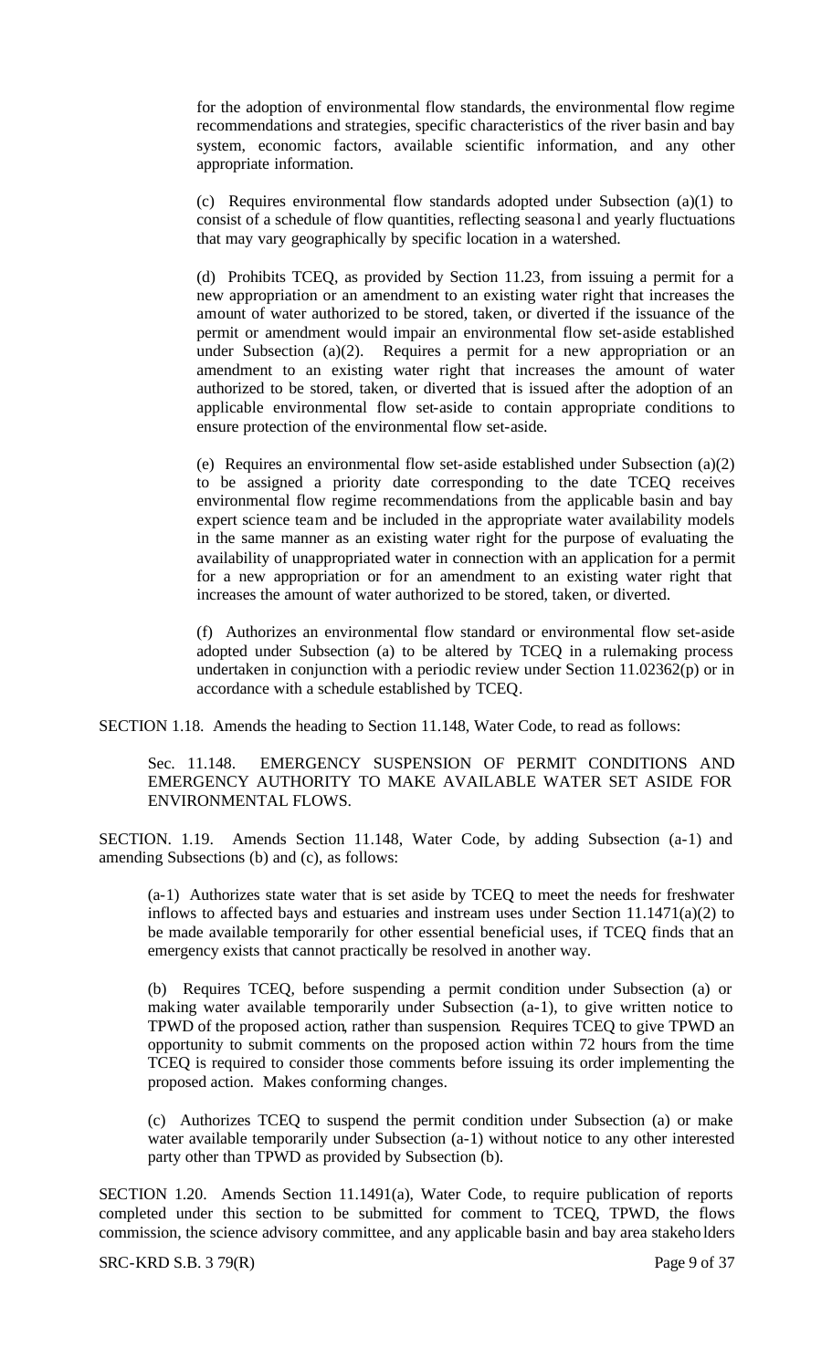for the adoption of environmental flow standards, the environmental flow regime recommendations and strategies, specific characteristics of the river basin and bay system, economic factors, available scientific information, and any other appropriate information.

(c) Requires environmental flow standards adopted under Subsection (a)(1) to consist of a schedule of flow quantities, reflecting seasonal and yearly fluctuations that may vary geographically by specific location in a watershed.

(d) Prohibits TCEQ, as provided by Section 11.23, from issuing a permit for a new appropriation or an amendment to an existing water right that increases the amount of water authorized to be stored, taken, or diverted if the issuance of the permit or amendment would impair an environmental flow set-aside established under Subsection (a)(2). Requires a permit for a new appropriation or an amendment to an existing water right that increases the amount of water authorized to be stored, taken, or diverted that is issued after the adoption of an applicable environmental flow set-aside to contain appropriate conditions to ensure protection of the environmental flow set-aside.

(e) Requires an environmental flow set-aside established under Subsection (a)(2) to be assigned a priority date corresponding to the date TCEQ receives environmental flow regime recommendations from the applicable basin and bay expert science team and be included in the appropriate water availability models in the same manner as an existing water right for the purpose of evaluating the availability of unappropriated water in connection with an application for a permit for a new appropriation or for an amendment to an existing water right that increases the amount of water authorized to be stored, taken, or diverted.

(f) Authorizes an environmental flow standard or environmental flow set-aside adopted under Subsection (a) to be altered by TCEQ in a rulemaking process undertaken in conjunction with a periodic review under Section 11.02362(p) or in accordance with a schedule established by TCEQ.

SECTION 1.18. Amends the heading to Section 11.148, Water Code, to read as follows:

Sec. 11.148. EMERGENCY SUSPENSION OF PERMIT CONDITIONS AND EMERGENCY AUTHORITY TO MAKE AVAILABLE WATER SET ASIDE FOR ENVIRONMENTAL FLOWS.

SECTION. 1.19. Amends Section 11.148, Water Code, by adding Subsection (a-1) and amending Subsections (b) and (c), as follows:

(a-1) Authorizes state water that is set aside by TCEQ to meet the needs for freshwater inflows to affected bays and estuaries and instream uses under Section 11.1471(a)(2) to be made available temporarily for other essential beneficial uses, if TCEQ finds that an emergency exists that cannot practically be resolved in another way.

(b) Requires TCEQ, before suspending a permit condition under Subsection (a) or making water available temporarily under Subsection (a-1), to give written notice to TPWD of the proposed action, rather than suspension. Requires TCEQ to give TPWD an opportunity to submit comments on the proposed action within 72 hours from the time TCEQ is required to consider those comments before issuing its order implementing the proposed action. Makes conforming changes.

(c) Authorizes TCEQ to suspend the permit condition under Subsection (a) or make water available temporarily under Subsection (a-1) without notice to any other interested party other than TPWD as provided by Subsection (b).

SECTION 1.20. Amends Section 11.1491(a), Water Code, to require publication of reports completed under this section to be submitted for comment to TCEQ, TPWD, the flows commission, the science advisory committee, and any applicable basin and bay area stakeholders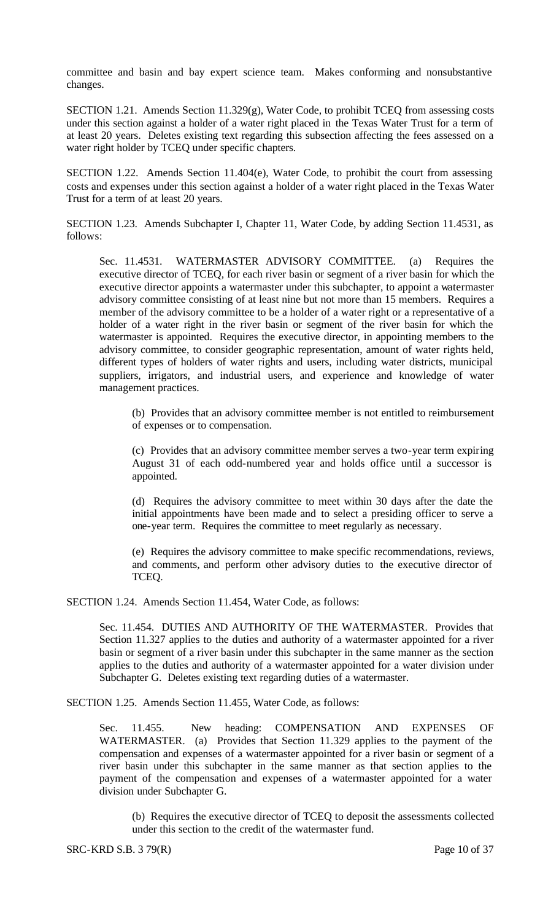committee and basin and bay expert science team. Makes conforming and nonsubstantive changes.

SECTION 1.21. Amends Section 11.329(g), Water Code, to prohibit TCEQ from assessing costs under this section against a holder of a water right placed in the Texas Water Trust for a term of at least 20 years. Deletes existing text regarding this subsection affecting the fees assessed on a water right holder by TCEQ under specific chapters.

SECTION 1.22. Amends Section 11.404(e), Water Code, to prohibit the court from assessing costs and expenses under this section against a holder of a water right placed in the Texas Water Trust for a term of at least 20 years.

SECTION 1.23. Amends Subchapter I, Chapter 11, Water Code, by adding Section 11.4531, as follows:

> Sec. 11.4531. WATERMASTER ADVISORY COMMITTEE. (a) Requires the executive director of TCEQ, for each river basin or segment of a river basin for which the executive director appoints a watermaster under this subchapter, to appoint a watermaster advisory committee consisting of at least nine but not more than 15 members. Requires a member of the advisory committee to be a holder of a water right or a representative of a holder of a water right in the river basin or segment of the river basin for which the watermaster is appointed. Requires the executive director, in appointing members to the advisory committee, to consider geographic representation, amount of water rights held, different types of holders of water rights and users, including water districts, municipal suppliers, irrigators, and industrial users, and experience and knowledge of water management practices.
>
> > (b) Provides that an advisory committee member is not entitled to reimbursement of expenses or to compensation.
> >
> > (c) Provides that an advisory committee member serves a two-year term expiring August 31 of each odd-numbered year and holds office until a successor is appointed.
> >
> > (d) Requires the advisory committee to meet within 30 days after the date the initial appointments have been made and to select a presiding officer to serve a one-year term. Requires the committee to meet regularly as necessary.
> >
> > (e) Requires the advisory committee to make specific recommendations, reviews, and comments, and perform other advisory duties to the executive director of TCEQ.

SECTION 1.24. Amends Section 11.454, Water Code, as follows:

> Sec. 11.454. DUTIES AND AUTHORITY OF THE WATERMASTER. Provides that Section 11.327 applies to the duties and authority of a watermaster appointed for a river basin or segment of a river basin under this subchapter in the same manner as the section applies to the duties and authority of a watermaster appointed for a water division under Subchapter G. Deletes existing text regarding duties of a watermaster.

SECTION 1.25. Amends Section 11.455, Water Code, as follows:

> Sec. 11.455. New heading: COMPENSATION AND EXPENSES OF WATERMASTER. (a) Provides that Section 11.329 applies to the payment of the compensation and expenses of a watermaster appointed for a river basin or segment of a river basin under this subchapter in the same manner as that section applies to the payment of the compensation and expenses of a watermaster appointed for a water division under Subchapter G.
>
> > (b) Requires the executive director of TCEQ to deposit the assessments collected under this section to the credit of the watermaster fund.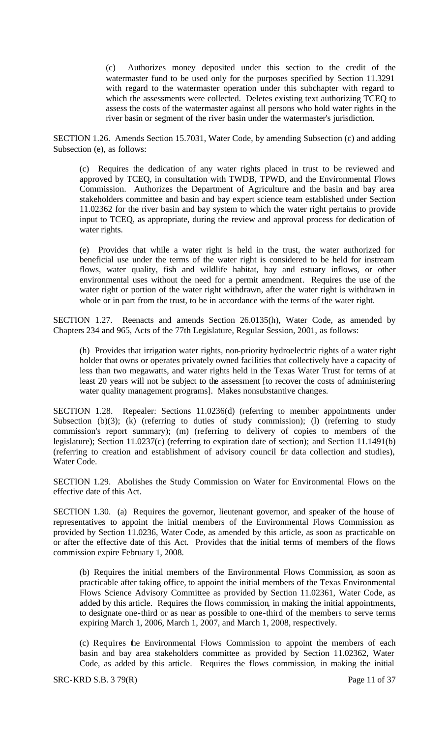(c) Authorizes money deposited under this section to the credit of the watermaster fund to be used only for the purposes specified by Section 11.3291 with regard to the watermaster operation under this subchapter with regard to which the assessments were collected. Deletes existing text authorizing TCEQ to assess the costs of the watermaster against all persons who hold water rights in the river basin or segment of the river basin under the watermaster's jurisdiction.

SECTION 1.26. Amends Section 15.7031, Water Code, by amending Subsection (c) and adding Subsection (e), as follows:

(c) Requires the dedication of any water rights placed in trust to be reviewed and approved by TCEQ, in consultation with TWDB, TPWD, and the Environmental Flows Commission. Authorizes the Department of Agriculture and the basin and bay area stakeholders committee and basin and bay expert science team established under Section 11.02362 for the river basin and bay system to which the water right pertains to provide input to TCEQ, as appropriate, during the review and approval process for dedication of water rights.

(e) Provides that while a water right is held in the trust, the water authorized for beneficial use under the terms of the water right is considered to be held for instream flows, water quality, fish and wildlife habitat, bay and estuary inflows, or other environmental uses without the need for a permit amendment. Requires the use of the water right or portion of the water right withdrawn, after the water right is withdrawn in whole or in part from the trust, to be in accordance with the terms of the water right.

SECTION 1.27. Reenacts and amends Section 26.0135(h), Water Code, as amended by Chapters 234 and 965, Acts of the 77th Legislature, Regular Session, 2001, as follows:

(h) Provides that irrigation water rights, non-priority hydroelectric rights of a water right holder that owns or operates privately owned facilities that collectively have a capacity of less than two megawatts, and water rights held in the Texas Water Trust for terms of at least 20 years will not be subject to the assessment [to recover the costs of administering water quality management programs]. Makes nonsubstantive changes.

SECTION 1.28. Repealer: Sections 11.0236(d) (referring to member appointments under Subsection (b)(3); (k) (referring to duties of study commission); (l) (referring to study commission's report summary); (m) (referring to delivery of copies to members of the legislature); Section 11.0237(c) (referring to expiration date of section); and Section 11.1491(b) (referring to creation and establishment of advisory council for data collection and studies), Water Code.

SECTION 1.29. Abolishes the Study Commission on Water for Environmental Flows on the effective date of this Act.

SECTION 1.30. (a) Requires the governor, lieutenant governor, and speaker of the house of representatives to appoint the initial members of the Environmental Flows Commission as provided by Section 11.0236, Water Code, as amended by this article, as soon as practicable on or after the effective date of this Act. Provides that the initial terms of members of the flows commission expire February 1, 2008.

(b) Requires the initial members of the Environmental Flows Commission, as soon as practicable after taking office, to appoint the initial members of the Texas Environmental Flows Science Advisory Committee as provided by Section 11.02361, Water Code, as added by this article. Requires the flows commission, in making the initial appointments, to designate one-third or as near as possible to one-third of the members to serve terms expiring March 1, 2006, March 1, 2007, and March 1, 2008, respectively.

(c) Requires the Environmental Flows Commission to appoint the members of each basin and bay area stakeholders committee as provided by Section 11.02362, Water Code, as added by this article. Requires the flows commission, in making the initial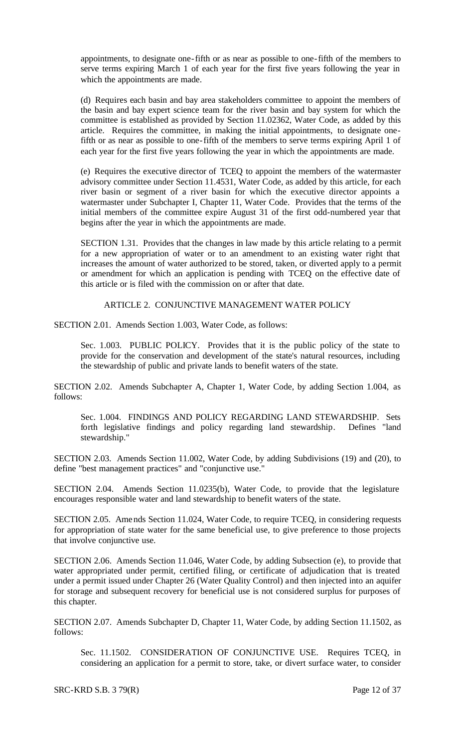appointments, to designate one-fifth or as near as possible to one-fifth of the members to serve terms expiring March 1 of each year for the first five years following the year in which the appointments are made.

(d) Requires each basin and bay area stakeholders committee to appoint the members of the basin and bay expert science team for the river basin and bay system for which the committee is established as provided by Section 11.02362, Water Code, as added by this article. Requires the committee, in making the initial appointments, to designate one-fifth or as near as possible to one-fifth of the members to serve terms expiring April 1 of each year for the first five years following the year in which the appointments are made.

(e) Requires the executive director of TCEQ to appoint the members of the watermaster advisory committee under Section 11.4531, Water Code, as added by this article, for each river basin or segment of a river basin for which the executive director appoints a watermaster under Subchapter I, Chapter 11, Water Code. Provides that the terms of the initial members of the committee expire August 31 of the first odd-numbered year that begins after the year in which the appointments are made.

SECTION 1.31. Provides that the changes in law made by this article relating to a permit for a new appropriation of water or to an amendment to an existing water right that increases the amount of water authorized to be stored, taken, or diverted apply to a permit or amendment for which an application is pending with TCEQ on the effective date of this article or is filed with the commission on or after that date.

ARTICLE 2. CONJUNCTIVE MANAGEMENT WATER POLICY

SECTION 2.01. Amends Section 1.003, Water Code, as follows:

Sec. 1.003. PUBLIC POLICY. Provides that it is the public policy of the state to provide for the conservation and development of the state's natural resources, including the stewardship of public and private lands to benefit waters of the state.

SECTION 2.02. Amends Subchapter A, Chapter 1, Water Code, by adding Section 1.004, as follows:

Sec. 1.004. FINDINGS AND POLICY REGARDING LAND STEWARDSHIP. Sets forth legislative findings and policy regarding land stewardship. Defines "land stewardship."

SECTION 2.03. Amends Section 11.002, Water Code, by adding Subdivisions (19) and (20), to define "best management practices" and "conjunctive use."

SECTION 2.04. Amends Section 11.0235(b), Water Code, to provide that the legislature encourages responsible water and land stewardship to benefit waters of the state.

SECTION 2.05. Amends Section 11.024, Water Code, to require TCEQ, in considering requests for appropriation of state water for the same beneficial use, to give preference to those projects that involve conjunctive use.

SECTION 2.06. Amends Section 11.046, Water Code, by adding Subsection (e), to provide that water appropriated under permit, certified filing, or certificate of adjudication that is treated under a permit issued under Chapter 26 (Water Quality Control) and then injected into an aquifer for storage and subsequent recovery for beneficial use is not considered surplus for purposes of this chapter.

SECTION 2.07. Amends Subchapter D, Chapter 11, Water Code, by adding Section 11.1502, as follows:

Sec. 11.1502. CONSIDERATION OF CONJUNCTIVE USE. Requires TCEQ, in considering an application for a permit to store, take, or divert surface water, to consider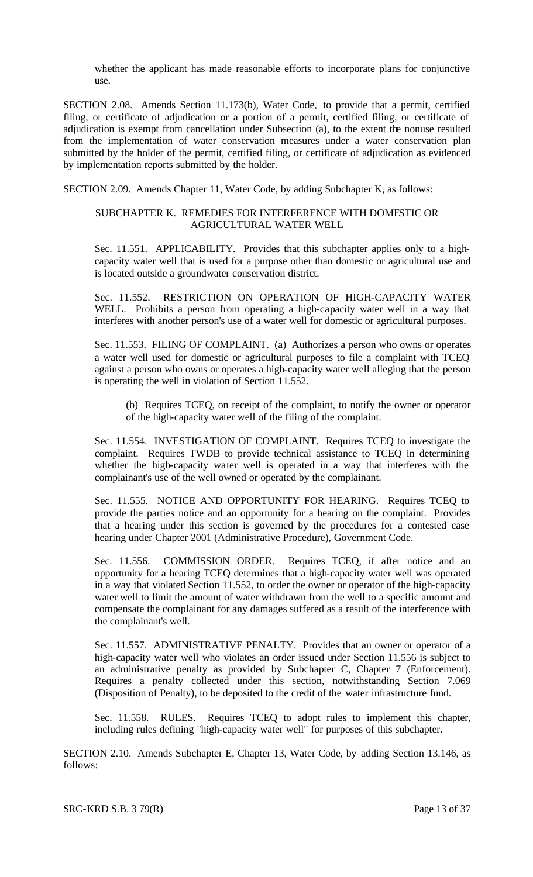whether the applicant has made reasonable efforts to incorporate plans for conjunctive use.

SECTION 2.08. Amends Section 11.173(b), Water Code, to provide that a permit, certified filing, or certificate of adjudication or a portion of a permit, certified filing, or certificate of adjudication is exempt from cancellation under Subsection (a), to the extent the nonuse resulted from the implementation of water conservation measures under a water conservation plan submitted by the holder of the permit, certified filing, or certificate of adjudication as evidenced by implementation reports submitted by the holder.

SECTION 2.09. Amends Chapter 11, Water Code, by adding Subchapter K, as follows:

SUBCHAPTER K. REMEDIES FOR INTERFERENCE WITH DOMESTIC OR AGRICULTURAL WATER WELL

Sec. 11.551. APPLICABILITY. Provides that this subchapter applies only to a high-capacity water well that is used for a purpose other than domestic or agricultural use and is located outside a groundwater conservation district.

Sec. 11.552. RESTRICTION ON OPERATION OF HIGH-CAPACITY WATER WELL. Prohibits a person from operating a high-capacity water well in a way that interferes with another person's use of a water well for domestic or agricultural purposes.

Sec. 11.553. FILING OF COMPLAINT. (a) Authorizes a person who owns or operates a water well used for domestic or agricultural purposes to file a complaint with TCEQ against a person who owns or operates a high-capacity water well alleging that the person is operating the well in violation of Section 11.552.

(b) Requires TCEQ, on receipt of the complaint, to notify the owner or operator of the high-capacity water well of the filing of the complaint.

Sec. 11.554. INVESTIGATION OF COMPLAINT. Requires TCEQ to investigate the complaint. Requires TWDB to provide technical assistance to TCEQ in determining whether the high-capacity water well is operated in a way that interferes with the complainant's use of the well owned or operated by the complainant.

Sec. 11.555. NOTICE AND OPPORTUNITY FOR HEARING. Requires TCEQ to provide the parties notice and an opportunity for a hearing on the complaint. Provides that a hearing under this section is governed by the procedures for a contested case hearing under Chapter 2001 (Administrative Procedure), Government Code.

Sec. 11.556. COMMISSION ORDER. Requires TCEQ, if after notice and an opportunity for a hearing TCEQ determines that a high-capacity water well was operated in a way that violated Section 11.552, to order the owner or operator of the high-capacity water well to limit the amount of water withdrawn from the well to a specific amount and compensate the complainant for any damages suffered as a result of the interference with the complainant's well.

Sec. 11.557. ADMINISTRATIVE PENALTY. Provides that an owner or operator of a high-capacity water well who violates an order issued under Section 11.556 is subject to an administrative penalty as provided by Subchapter C, Chapter 7 (Enforcement). Requires a penalty collected under this section, notwithstanding Section 7.069 (Disposition of Penalty), to be deposited to the credit of the water infrastructure fund.

Sec. 11.558. RULES. Requires TCEQ to adopt rules to implement this chapter, including rules defining "high-capacity water well" for purposes of this subchapter.

SECTION 2.10. Amends Subchapter E, Chapter 13, Water Code, by adding Section 13.146, as follows: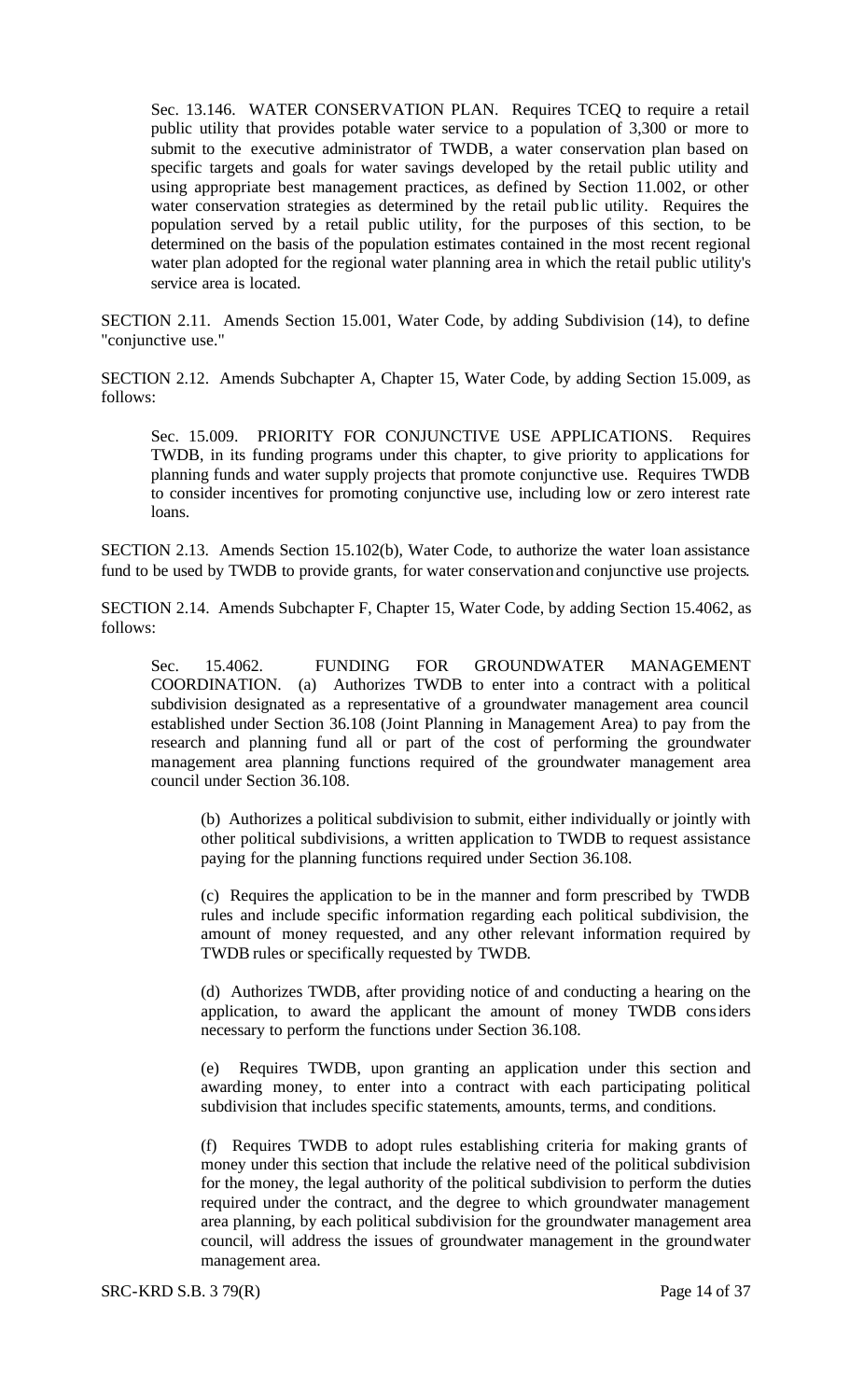Sec. 13.146. WATER CONSERVATION PLAN. Requires TCEQ to require a retail public utility that provides potable water service to a population of 3,300 or more to submit to the executive administrator of TWDB, a water conservation plan based on specific targets and goals for water savings developed by the retail public utility and using appropriate best management practices, as defined by Section 11.002, or other water conservation strategies as determined by the retail public utility. Requires the population served by a retail public utility, for the purposes of this section, to be determined on the basis of the population estimates contained in the most recent regional water plan adopted for the regional water planning area in which the retail public utility's service area is located.

SECTION 2.11. Amends Section 15.001, Water Code, by adding Subdivision (14), to define "conjunctive use."

SECTION 2.12. Amends Subchapter A, Chapter 15, Water Code, by adding Section 15.009, as follows:

Sec. 15.009. PRIORITY FOR CONJUNCTIVE USE APPLICATIONS. Requires TWDB, in its funding programs under this chapter, to give priority to applications for planning funds and water supply projects that promote conjunctive use. Requires TWDB to consider incentives for promoting conjunctive use, including low or zero interest rate loans.

SECTION 2.13. Amends Section 15.102(b), Water Code, to authorize the water loan assistance fund to be used by TWDB to provide grants, for water conservation and conjunctive use projects.

SECTION 2.14. Amends Subchapter F, Chapter 15, Water Code, by adding Section 15.4062, as follows:

Sec. 15.4062. FUNDING FOR GROUNDWATER MANAGEMENT COORDINATION. (a) Authorizes TWDB to enter into a contract with a political subdivision designated as a representative of a groundwater management area council established under Section 36.108 (Joint Planning in Management Area) to pay from the research and planning fund all or part of the cost of performing the groundwater management area planning functions required of the groundwater management area council under Section 36.108.

(b) Authorizes a political subdivision to submit, either individually or jointly with other political subdivisions, a written application to TWDB to request assistance paying for the planning functions required under Section 36.108.

(c) Requires the application to be in the manner and form prescribed by TWDB rules and include specific information regarding each political subdivision, the amount of money requested, and any other relevant information required by TWDB rules or specifically requested by TWDB.

(d) Authorizes TWDB, after providing notice of and conducting a hearing on the application, to award the applicant the amount of money TWDB considers necessary to perform the functions under Section 36.108.

(e) Requires TWDB, upon granting an application under this section and awarding money, to enter into a contract with each participating political subdivision that includes specific statements, amounts, terms, and conditions.

(f) Requires TWDB to adopt rules establishing criteria for making grants of money under this section that include the relative need of the political subdivision for the money, the legal authority of the political subdivision to perform the duties required under the contract, and the degree to which groundwater management area planning, by each political subdivision for the groundwater management area council, will address the issues of groundwater management in the groundwater management area.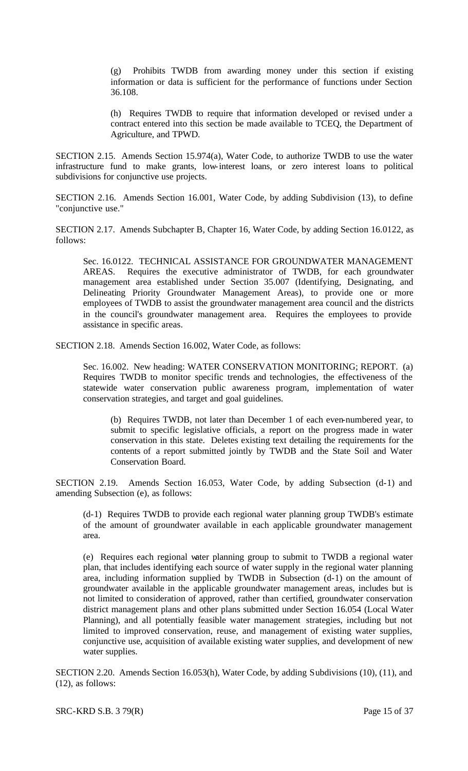(g) Prohibits TWDB from awarding money under this section if existing information or data is sufficient for the performance of functions under Section 36.108.

(h) Requires TWDB to require that information developed or revised under a contract entered into this section be made available to TCEQ, the Department of Agriculture, and TPWD.

SECTION 2.15. Amends Section 15.974(a), Water Code, to authorize TWDB to use the water infrastructure fund to make grants, low-interest loans, or zero interest loans to political subdivisions for conjunctive use projects.

SECTION 2.16. Amends Section 16.001, Water Code, by adding Subdivision (13), to define "conjunctive use."

SECTION 2.17. Amends Subchapter B, Chapter 16, Water Code, by adding Section 16.0122, as follows:

Sec. 16.0122. TECHNICAL ASSISTANCE FOR GROUNDWATER MANAGEMENT AREAS. Requires the executive administrator of TWDB, for each groundwater management area established under Section 35.007 (Identifying, Designating, and Delineating Priority Groundwater Management Areas), to provide one or more employees of TWDB to assist the groundwater management area council and the districts in the council's groundwater management area. Requires the employees to provide assistance in specific areas.

SECTION 2.18. Amends Section 16.002, Water Code, as follows:

Sec. 16.002. New heading: WATER CONSERVATION MONITORING; REPORT. (a) Requires TWDB to monitor specific trends and technologies, the effectiveness of the statewide water conservation public awareness program, implementation of water conservation strategies, and target and goal guidelines.

(b) Requires TWDB, not later than December 1 of each even-numbered year, to submit to specific legislative officials, a report on the progress made in water conservation in this state. Deletes existing text detailing the requirements for the contents of a report submitted jointly by TWDB and the State Soil and Water Conservation Board.

SECTION 2.19. Amends Section 16.053, Water Code, by adding Subsection (d-1) and amending Subsection (e), as follows:

(d-1) Requires TWDB to provide each regional water planning group TWDB's estimate of the amount of groundwater available in each applicable groundwater management area.

(e) Requires each regional water planning group to submit to TWDB a regional water plan, that includes identifying each source of water supply in the regional water planning area, including information supplied by TWDB in Subsection (d-1) on the amount of groundwater available in the applicable groundwater management areas, includes but is not limited to consideration of approved, rather than certified, groundwater conservation district management plans and other plans submitted under Section 16.054 (Local Water Planning), and all potentially feasible water management strategies, including but not limited to improved conservation, reuse, and management of existing water supplies, conjunctive use, acquisition of available existing water supplies, and development of new water supplies.

SECTION 2.20. Amends Section 16.053(h), Water Code, by adding Subdivisions (10), (11), and (12), as follows: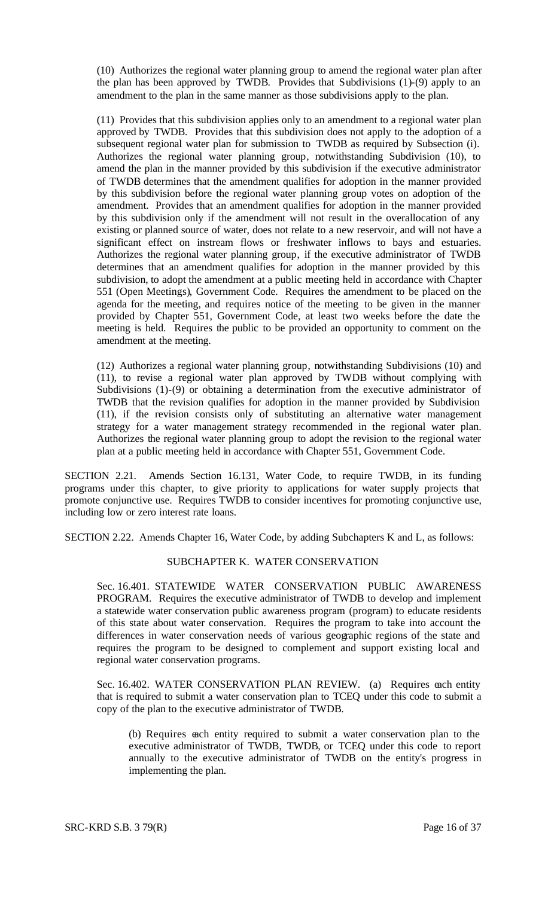(10) Authorizes the regional water planning group to amend the regional water plan after the plan has been approved by TWDB. Provides that Subdivisions (1)-(9) apply to an amendment to the plan in the same manner as those subdivisions apply to the plan.

(11) Provides that this subdivision applies only to an amendment to a regional water plan approved by TWDB. Provides that this subdivision does not apply to the adoption of a subsequent regional water plan for submission to TWDB as required by Subsection (i). Authorizes the regional water planning group, notwithstanding Subdivision (10), to amend the plan in the manner provided by this subdivision if the executive administrator of TWDB determines that the amendment qualifies for adoption in the manner provided by this subdivision before the regional water planning group votes on adoption of the amendment. Provides that an amendment qualifies for adoption in the manner provided by this subdivision only if the amendment will not result in the overallocation of any existing or planned source of water, does not relate to a new reservoir, and will not have a significant effect on instream flows or freshwater inflows to bays and estuaries. Authorizes the regional water planning group, if the executive administrator of TWDB determines that an amendment qualifies for adoption in the manner provided by this subdivision, to adopt the amendment at a public meeting held in accordance with Chapter 551 (Open Meetings), Government Code. Requires the amendment to be placed on the agenda for the meeting, and requires notice of the meeting to be given in the manner provided by Chapter 551, Government Code, at least two weeks before the date the meeting is held. Requires the public to be provided an opportunity to comment on the amendment at the meeting.

(12) Authorizes a regional water planning group, notwithstanding Subdivisions (10) and (11), to revise a regional water plan approved by TWDB without complying with Subdivisions (1)-(9) or obtaining a determination from the executive administrator of TWDB that the revision qualifies for adoption in the manner provided by Subdivision (11), if the revision consists only of substituting an alternative water management strategy for a water management strategy recommended in the regional water plan. Authorizes the regional water planning group to adopt the revision to the regional water plan at a public meeting held in accordance with Chapter 551, Government Code.

SECTION 2.21. Amends Section 16.131, Water Code, to require TWDB, in its funding programs under this chapter, to give priority to applications for water supply projects that promote conjunctive use. Requires TWDB to consider incentives for promoting conjunctive use, including low or zero interest rate loans.

SECTION 2.22. Amends Chapter 16, Water Code, by adding Subchapters K and L, as follows:

SUBCHAPTER K. WATER CONSERVATION

Sec. 16.401. STATEWIDE WATER CONSERVATION PUBLIC AWARENESS PROGRAM. Requires the executive administrator of TWDB to develop and implement a statewide water conservation public awareness program (program) to educate residents of this state about water conservation. Requires the program to take into account the differences in water conservation needs of various geographic regions of the state and requires the program to be designed to complement and support existing local and regional water conservation programs.

Sec. 16.402. WATER CONSERVATION PLAN REVIEW. (a) Requires each entity that is required to submit a water conservation plan to TCEQ under this code to submit a copy of the plan to the executive administrator of TWDB.

(b) Requires each entity required to submit a water conservation plan to the executive administrator of TWDB, TWDB, or TCEQ under this code to report annually to the executive administrator of TWDB on the entity's progress in implementing the plan.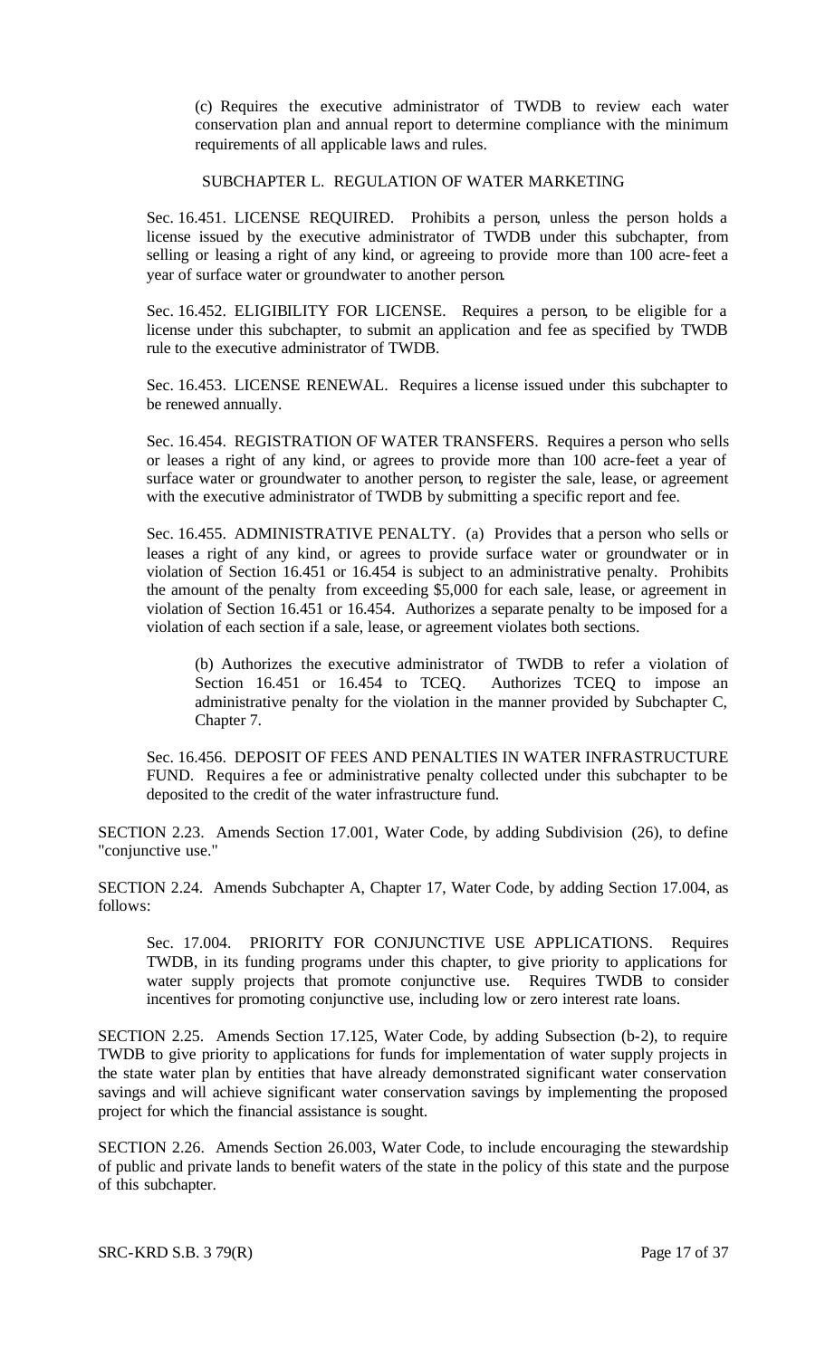(c) Requires the executive administrator of TWDB to review each water conservation plan and annual report to determine compliance with the minimum requirements of all applicable laws and rules.

SUBCHAPTER L. REGULATION OF WATER MARKETING

Sec. 16.451. LICENSE REQUIRED. Prohibits a person, unless the person holds a license issued by the executive administrator of TWDB under this subchapter, from selling or leasing a right of any kind, or agreeing to provide more than 100 acre-feet a year of surface water or groundwater to another person.

Sec. 16.452. ELIGIBILITY FOR LICENSE. Requires a person, to be eligible for a license under this subchapter, to submit an application and fee as specified by TWDB rule to the executive administrator of TWDB.

Sec. 16.453. LICENSE RENEWAL. Requires a license issued under this subchapter to be renewed annually.

Sec. 16.454. REGISTRATION OF WATER TRANSFERS. Requires a person who sells or leases a right of any kind, or agrees to provide more than 100 acre-feet a year of surface water or groundwater to another person, to register the sale, lease, or agreement with the executive administrator of TWDB by submitting a specific report and fee.

Sec. 16.455. ADMINISTRATIVE PENALTY. (a) Provides that a person who sells or leases a right of any kind, agrees to provide surface water or groundwater or in violation of Section 16.451 or 16.454 is subject to an administrative penalty. Prohibits the amount of the penalty from exceeding $5,000 for each sale, lease, or agreement in violation of Section 16.451 or 16.454. Authorizes a separate penalty to be imposed for a violation of each section if a sale, lease, or agreement violates both sections.

(b) Authorizes the executive administrator of TWDB to refer a violation of Section 16.451 or 16.454 to TCEQ. Authorizes TCEQ to impose an administrative penalty for the violation in the manner provided by Subchapter C, Chapter 7.

Sec. 16.456. DEPOSIT OF FEES AND PENALTIES IN WATER INFRASTRUCTURE FUND. Requires a fee or administrative penalty collected under this subchapter to be deposited to the credit of the water infrastructure fund.

SECTION 2.23. Amends Section 17.001, Water Code, by adding Subdivision (26), to define "conjunctive use."

SECTION 2.24. Amends Subchapter A, Chapter 17, Water Code, by adding Section 17.004, as follows:

Sec. 17.004. PRIORITY FOR CONJUNCTIVE USE APPLICATIONS. Requires TWDB, in its funding programs under this chapter, to give priority to applications for water supply projects that promote conjunctive use. Requires TWDB to consider incentives for promoting conjunctive use, including low or zero interest rate loans.

SECTION 2.25. Amends Section 17.125, Water Code, by adding Subsection (b-2), to require TWDB to give priority to applications for funds for implementation of water supply projects in the state water plan by entities that have already demonstrated significant water conservation savings and will achieve significant water conservation savings by implementing the proposed project for which the financial assistance is sought.

SECTION 2.26. Amends Section 26.003, Water Code, to include encouraging the stewardship of public and private lands to benefit waters of the state in the policy of this state and the purpose of this subchapter.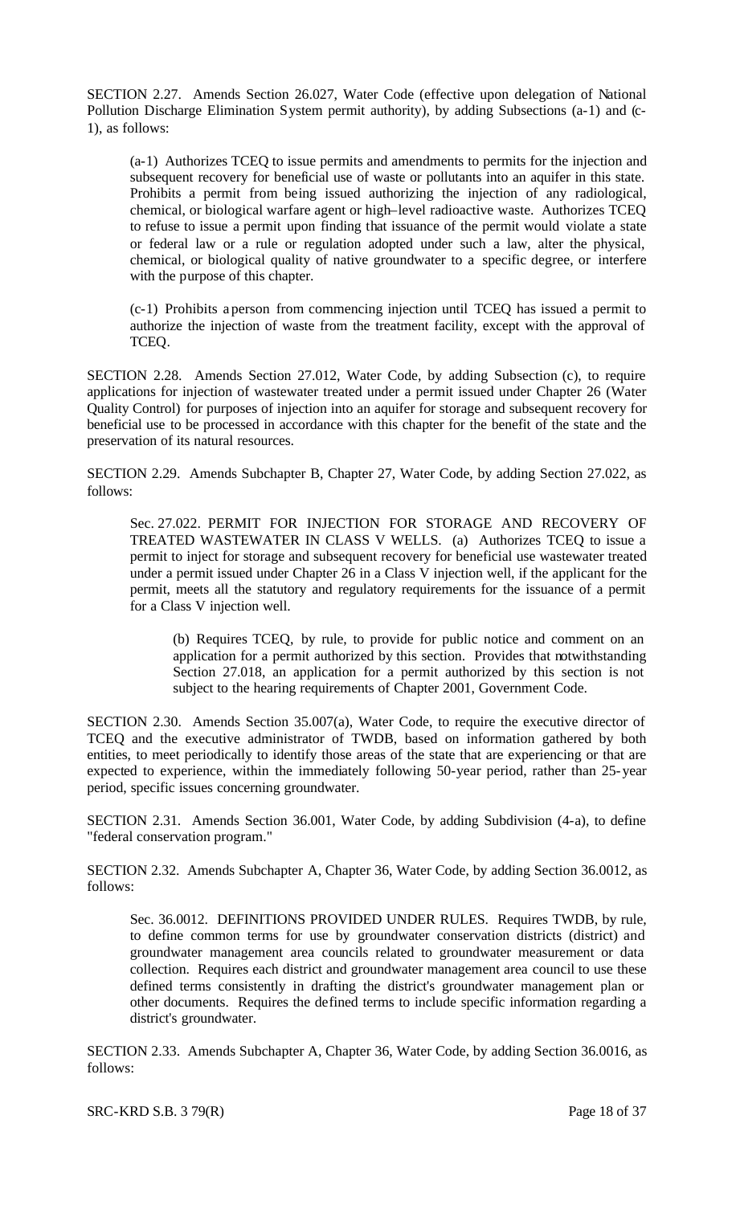SECTION 2.27. Amends Section 26.027, Water Code (effective upon delegation of National Pollution Discharge Elimination System permit authority), by adding Subsections (a-1) and (c-1), as follows:

> (a-1) Authorizes TCEQ to issue permits and amendments to permits for the injection and subsequent recovery for beneficial use of waste or pollutants into an aquifer in this state. Prohibits a permit from being issued authorizing the injection of any radiological, chemical, or biological warfare agent or high–level radioactive waste. Authorizes TCEQ to refuse to issue a permit upon finding that issuance of the permit would violate a state or federal law or a rule or regulation adopted under such a law, alter the physical, chemical, or biological quality of native groundwater to a specific degree, or interfere with the purpose of this chapter.
>
> (c-1) Prohibits a person from commencing injection until TCEQ has issued a permit to authorize the injection of waste from the treatment facility, except with the approval of TCEQ.

SECTION 2.28. Amends Section 27.012, Water Code, by adding Subsection (c), to require applications for injection of wastewater treated under a permit issued under Chapter 26 (Water Quality Control) for purposes of injection into an aquifer for storage and subsequent recovery for beneficial use to be processed in accordance with this chapter for the benefit of the state and the preservation of its natural resources.

SECTION 2.29. Amends Subchapter B, Chapter 27, Water Code, by adding Section 27.022, as follows:

> Sec. 27.022. PERMIT FOR INJECTION FOR STORAGE AND RECOVERY OF TREATED WASTEWATER IN CLASS V WELLS. (a) Authorizes TCEQ to issue a permit to inject for storage and subsequent recovery for beneficial use wastewater treated under a permit issued under Chapter 26 in a Class V injection well, if the applicant for the permit, meets all the statutory and regulatory requirements for the issuance of a permit for a Class V injection well.
>
> > (b) Requires TCEQ, by rule, to provide for public notice and comment on an application for a permit authorized by this section. Provides that notwithstanding Section 27.018, an application for a permit authorized by this section is not subject to the hearing requirements of Chapter 2001, Government Code.

SECTION 2.30. Amends Section 35.007(a), Water Code, to require the executive director of TCEQ and the executive administrator of TWDB, based on information gathered by both entities, to meet periodically to identify those areas of the state that are experiencing or that are expected to experience, within the immediately following 50-year period, rather than 25-year period, specific issues concerning groundwater.

SECTION 2.31. Amends Section 36.001, Water Code, by adding Subdivision (4-a), to define "federal conservation program."

SECTION 2.32. Amends Subchapter A, Chapter 36, Water Code, by adding Section 36.0012, as follows:

> Sec. 36.0012. DEFINITIONS PROVIDED UNDER RULES. Requires TWDB, by rule, to define common terms for use by groundwater conservation districts (district) and groundwater management area councils related to groundwater measurement or data collection. Requires each district and groundwater management area council to use these defined terms consistently in drafting the district's groundwater management plan or other documents. Requires the defined terms to include specific information regarding a district's groundwater.

SECTION 2.33. Amends Subchapter A, Chapter 36, Water Code, by adding Section 36.0016, as follows: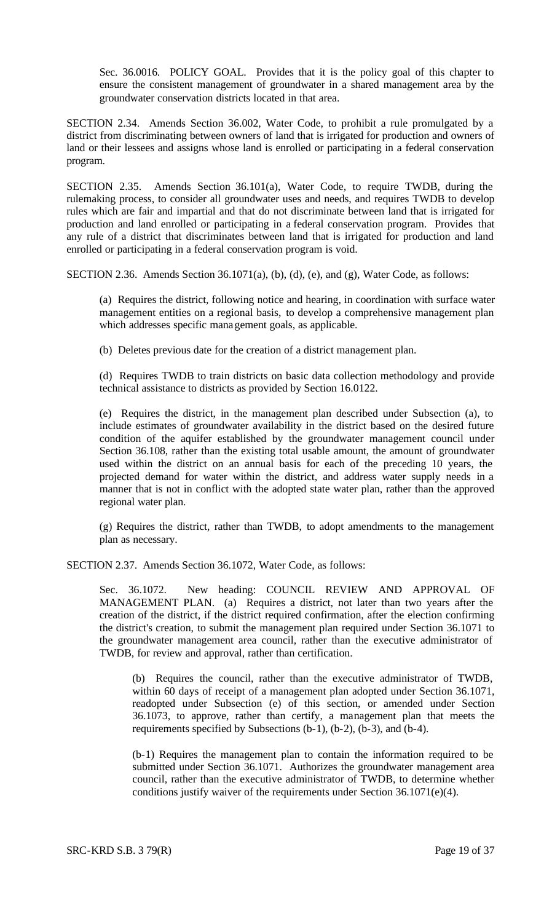Sec. 36.0016. POLICY GOAL. Provides that it is the policy goal of this chapter to ensure the consistent management of groundwater in a shared management area by the groundwater conservation districts located in that area.

SECTION 2.34. Amends Section 36.002, Water Code, to prohibit a rule promulgated by a district from discriminating between owners of land that is irrigated for production and owners of land or their lessees and assigns whose land is enrolled or participating in a federal conservation program.

SECTION 2.35. Amends Section 36.101(a), Water Code, to require TWDB, during the rulemaking process, to consider all groundwater uses and needs, and requires TWDB to develop rules which are fair and impartial and that do not discriminate between land that is irrigated for production and land enrolled or participating in a federal conservation program. Provides that any rule of a district that discriminates between land that is irrigated for production and land enrolled or participating in a federal conservation program is void.

SECTION 2.36. Amends Section 36.1071(a), (b), (d), (e), and (g), Water Code, as follows:

(a) Requires the district, following notice and hearing, in coordination with surface water management entities on a regional basis, to develop a comprehensive management plan which addresses specific management goals, as applicable.

(b) Deletes previous date for the creation of a district management plan.

(d) Requires TWDB to train districts on basic data collection methodology and provide technical assistance to districts as provided by Section 16.0122.

(e) Requires the district, in the management plan described under Subsection (a), to include estimates of groundwater availability in the district based on the desired future condition of the aquifer established by the groundwater management council under Section 36.108, rather than the existing total usable amount, the amount of groundwater used within the district on an annual basis for each of the preceding 10 years, the projected demand for water within the district, and address water supply needs in a manner that is not in conflict with the adopted state water plan, rather than the approved regional water plan.

(g) Requires the district, rather than TWDB, to adopt amendments to the management plan as necessary.

SECTION 2.37. Amends Section 36.1072, Water Code, as follows:

Sec. 36.1072. New heading: COUNCIL REVIEW AND APPROVAL OF MANAGEMENT PLAN. (a) Requires a district, not later than two years after the creation of the district, if the district required confirmation, after the election confirming the district's creation, to submit the management plan required under Section 36.1071 to the groundwater management area council, rather than the executive administrator of TWDB, for review and approval, rather than certification.

(b) Requires the council, rather than the executive administrator of TWDB, within 60 days of receipt of a management plan adopted under Section 36.1071, readopted under Subsection (e) of this section, or amended under Section 36.1073, to approve, rather than certify, a management plan that meets the requirements specified by Subsections (b-1), (b-2), (b-3), and (b-4).

(b-1) Requires the management plan to contain the information required to be submitted under Section 36.1071. Authorizes the groundwater management area council, rather than the executive administrator of TWDB, to determine whether conditions justify waiver of the requirements under Section 36.1071(e)(4).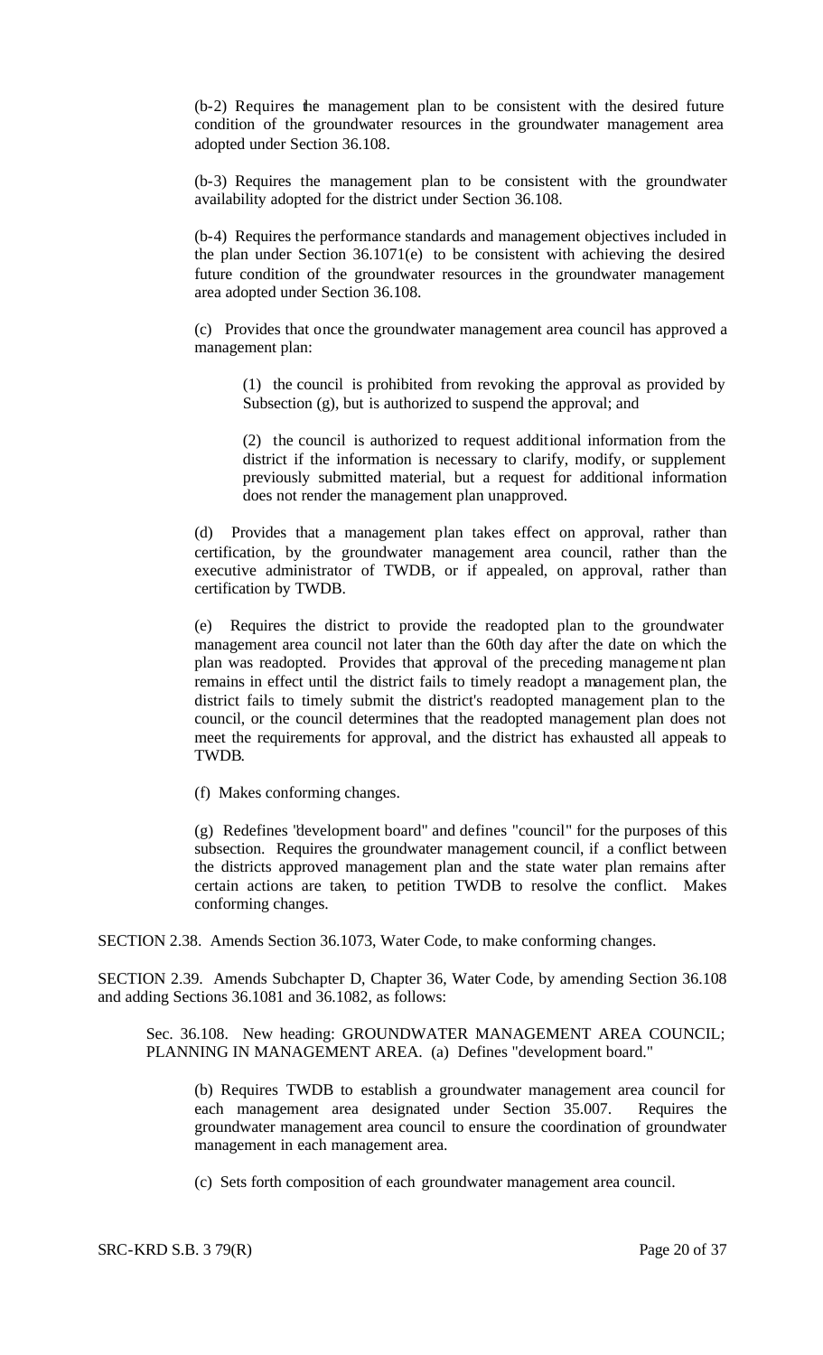(b-2) Requires the management plan to be consistent with the desired future condition of the groundwater resources in the groundwater management area adopted under Section 36.108.

(b-3) Requires the management plan to be consistent with the groundwater availability adopted for the district under Section 36.108.

(b-4) Requires the performance standards and management objectives included in the plan under Section 36.1071(e) to be consistent with achieving the desired future condition of the groundwater resources in the groundwater management area adopted under Section 36.108.

(c) Provides that once the groundwater management area council has approved a management plan:

(1) the council is prohibited from revoking the approval as provided by Subsection (g), but is authorized to suspend the approval; and

(2) the council is authorized to request additional information from the district if the information is necessary to clarify, modify, or supplement previously submitted material, but a request for additional information does not render the management plan unapproved.

(d) Provides that a management plan takes effect on approval, rather than certification, by the groundwater management area council, rather than the executive administrator of TWDB, or if appealed, on approval, rather than certification by TWDB.

(e) Requires the district to provide the readopted plan to the groundwater management area council not later than the 60th day after the date on which the plan was readopted. Provides that approval of the preceding management plan remains in effect until the district fails to timely readopt a management plan, the district fails to timely submit the district's readopted management plan to the council, or the council determines that the readopted management plan does not meet the requirements for approval, and the district has exhausted all appeals to TWDB.

(f) Makes conforming changes.

(g) Redefines "development board" and defines "council" for the purposes of this subsection. Requires the groundwater management council, if a conflict between the districts approved management plan and the state water plan remains after certain actions are taken, to petition TWDB to resolve the conflict. Makes conforming changes.

SECTION 2.38. Amends Section 36.1073, Water Code, to make conforming changes.

SECTION 2.39. Amends Subchapter D, Chapter 36, Water Code, by amending Section 36.108 and adding Sections 36.1081 and 36.1082, as follows:

Sec. 36.108. New heading: GROUNDWATER MANAGEMENT AREA COUNCIL; PLANNING IN MANAGEMENT AREA. (a) Defines "development board."

(b) Requires TWDB to establish a groundwater management area council for each management area designated under Section 35.007. Requires the groundwater management area council to ensure the coordination of groundwater management in each management area.

(c) Sets forth composition of each groundwater management area council.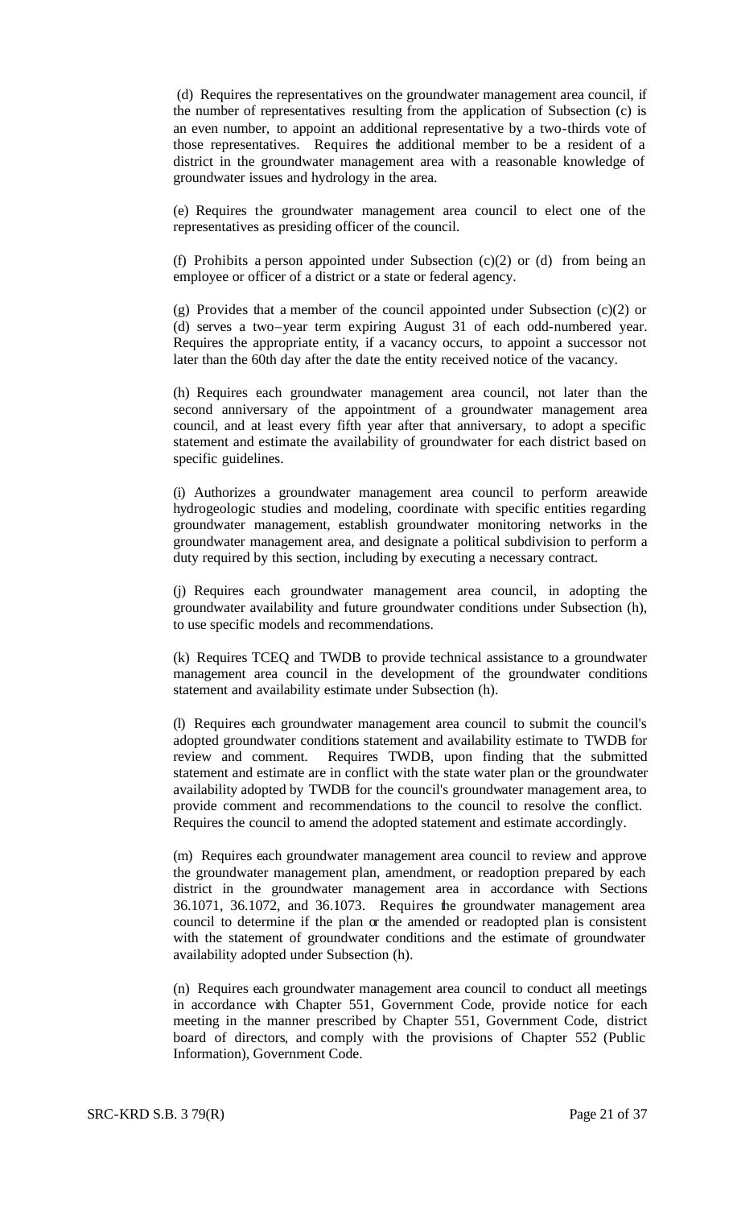(d) Requires the representatives on the groundwater management area council, if the number of representatives resulting from the application of Subsection (c) is an even number, to appoint an additional representative by a two-thirds vote of those representatives. Requires the additional member to be a resident of a district in the groundwater management area with a reasonable knowledge of groundwater issues and hydrology in the area.

(e) Requires the groundwater management area council to elect one of the representatives as presiding officer of the council.

(f) Prohibits a person appointed under Subsection (c)(2) or (d) from being an employee or officer of a district or a state or federal agency.

(g) Provides that a member of the council appointed under Subsection (c)(2) or (d) serves a two–year term expiring August 31 of each odd-numbered year. Requires the appropriate entity, if a vacancy occurs, to appoint a successor not later than the 60th day after the date the entity received notice of the vacancy.

(h) Requires each groundwater management area council, not later than the second anniversary of the appointment of a groundwater management area council, and at least every fifth year after that anniversary, to adopt a specific statement and estimate the availability of groundwater for each district based on specific guidelines.

(i) Authorizes a groundwater management area council to perform areawide hydrogeologic studies and modeling, coordinate with specific entities regarding groundwater management, establish groundwater monitoring networks in the groundwater management area, and designate a political subdivision to perform a duty required by this section, including by executing a necessary contract.

(j) Requires each groundwater management area council, in adopting the groundwater availability and future groundwater conditions under Subsection (h), to use specific models and recommendations.

(k) Requires TCEQ and TWDB to provide technical assistance to a groundwater management area council in the development of the groundwater conditions statement and availability estimate under Subsection (h).

(l) Requires each groundwater management area council to submit the council's adopted groundwater conditions statement and availability estimate to TWDB for review and comment. Requires TWDB, upon finding that the submitted statement and estimate are in conflict with the state water plan or the groundwater availability adopted by TWDB for the council's groundwater management area, to provide comment and recommendations to the council to resolve the conflict. Requires the council to amend the adopted statement and estimate accordingly.

(m) Requires each groundwater management area council to review and approve the groundwater management plan, amendment, or readoption prepared by each district in the groundwater management area in accordance with Sections 36.1071, 36.1072, and 36.1073. Requires the groundwater management area council to determine if the plan or the amended or readopted plan is consistent with the statement of groundwater conditions and the estimate of groundwater availability adopted under Subsection (h).

(n) Requires each groundwater management area council to conduct all meetings in accordance with Chapter 551, Government Code, provide notice for each meeting in the manner prescribed by Chapter 551, Government Code, district board of directors, and comply with the provisions of Chapter 552 (Public Information), Government Code.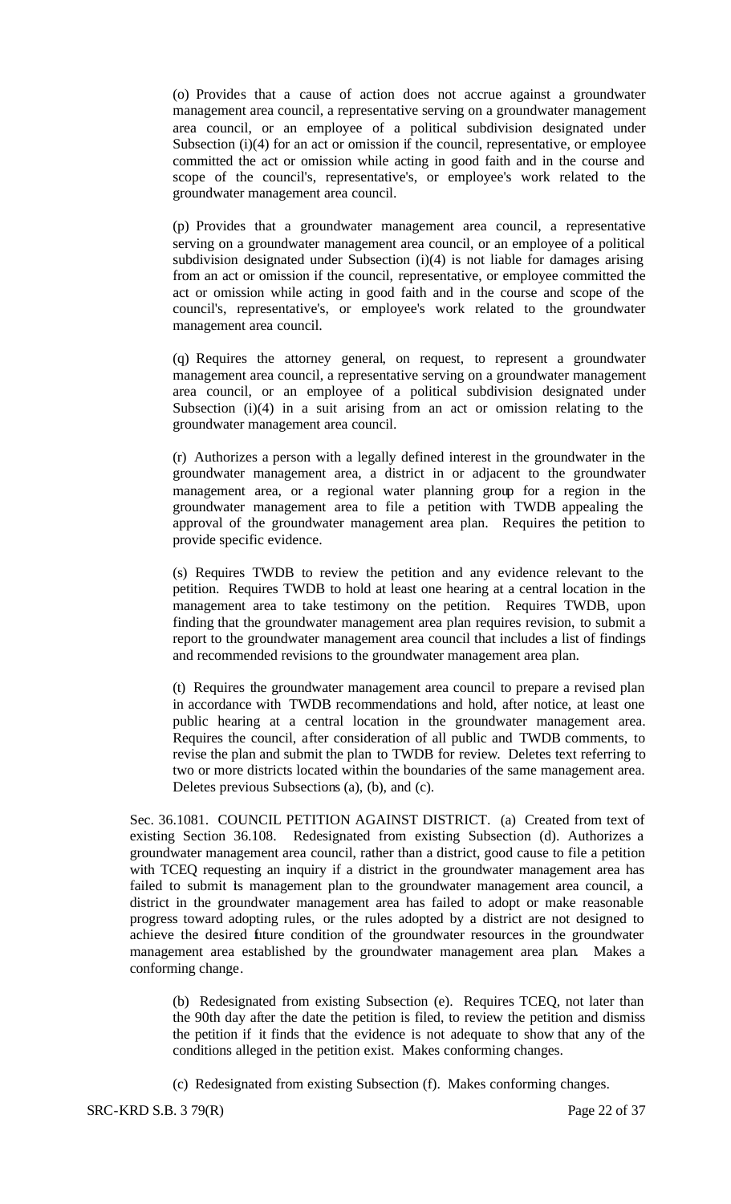(o) Provides that a cause of action does not accrue against a groundwater management area council, a representative serving on a groundwater management area council, or an employee of a political subdivision designated under Subsection (i)(4) for an act or omission if the council, representative, or employee committed the act or omission while acting in good faith and in the course and scope of the council's, representative's, or employee's work related to the groundwater management area council.

(p) Provides that a groundwater management area council, a representative serving on a groundwater management area council, or an employee of a political subdivision designated under Subsection (i)(4) is not liable for damages arising from an act or omission if the council, representative, or employee committed the act or omission while acting in good faith and in the course and scope of the council's, representative's, or employee's work related to the groundwater management area council.

(q) Requires the attorney general, on request, to represent a groundwater management area council, a representative serving on a groundwater management area council, or an employee of a political subdivision designated under Subsection (i)(4) in a suit arising from an act or omission relating to the groundwater management area council.

(r) Authorizes a person with a legally defined interest in the groundwater in the groundwater management area, a district in or adjacent to the groundwater management area, or a regional water planning group for a region in the groundwater management area to file a petition with TWDB appealing the approval of the groundwater management area plan. Requires the petition to provide specific evidence.

(s) Requires TWDB to review the petition and any evidence relevant to the petition. Requires TWDB to hold at least one hearing at a central location in the management area to take testimony on the petition. Requires TWDB, upon finding that the groundwater management area plan requires revision, to submit a report to the groundwater management area council that includes a list of findings and recommended revisions to the groundwater management area plan.

(t) Requires the groundwater management area council to prepare a revised plan in accordance with TWDB recommendations and hold, after notice, at least one public hearing at a central location in the groundwater management area. Requires the council, after consideration of all public and TWDB comments, to revise the plan and submit the plan to TWDB for review. Deletes text referring to two or more districts located within the boundaries of the same management area. Deletes previous Subsections (a), (b), and (c).

Sec. 36.1081. COUNCIL PETITION AGAINST DISTRICT. (a) Created from text of existing Section 36.108. Redesignated from existing Subsection (d). Authorizes a groundwater management area council, rather than a district, good cause to file a petition with TCEQ requesting an inquiry if a district in the groundwater management area has failed to submit its management plan to the groundwater management area council, a district in the groundwater management area has failed to adopt or make reasonable progress toward adopting rules, or the rules adopted by a district are not designed to achieve the desired future condition of the groundwater resources in the groundwater management area established by the groundwater management area plan. Makes a conforming change.

(b) Redesignated from existing Subsection (e). Requires TCEQ, not later than the 90th day after the date the petition is filed, to review the petition and dismiss the petition if it finds that the evidence is not adequate to show that any of the conditions alleged in the petition exist. Makes conforming changes.

(c) Redesignated from existing Subsection (f). Makes conforming changes.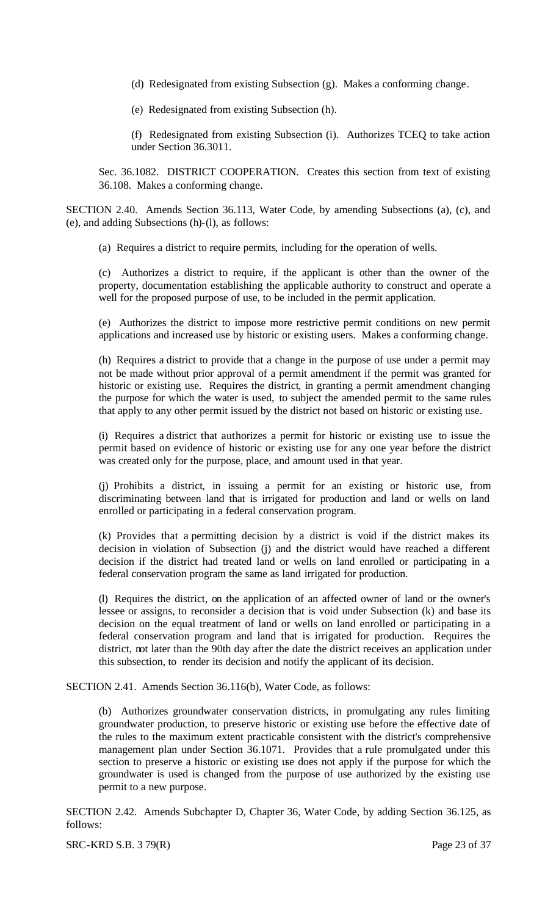(d) Redesignated from existing Subsection (g). Makes a conforming change.

(e) Redesignated from existing Subsection (h).

(f) Redesignated from existing Subsection (i). Authorizes TCEQ to take action under Section 36.3011.

Sec. 36.1082. DISTRICT COOPERATION. Creates this section from text of existing 36.108. Makes a conforming change.

SECTION 2.40. Amends Section 36.113, Water Code, by amending Subsections (a), (c), and (e), and adding Subsections (h)-(l), as follows:

(a) Requires a district to require permits, including for the operation of wells.

(c) Authorizes a district to require, if the applicant is other than the owner of the property, documentation establishing the applicable authority to construct and operate a well for the proposed purpose of use, to be included in the permit application.

(e) Authorizes the district to impose more restrictive permit conditions on new permit applications and increased use by historic or existing users. Makes a conforming change.

(h) Requires a district to provide that a change in the purpose of use under a permit may not be made without prior approval of a permit amendment if the permit was granted for historic or existing use. Requires the district, in granting a permit amendment changing the purpose for which the water is used, to subject the amended permit to the same rules that apply to any other permit issued by the district not based on historic or existing use.

(i) Requires a district that authorizes a permit for historic or existing use to issue the permit based on evidence of historic or existing use for any one year before the district was created only for the purpose, place, and amount used in that year.

(j) Prohibits a district, in issuing a permit for an existing or historic use, from discriminating between land that is irrigated for production and land or wells on land enrolled or participating in a federal conservation program.

(k) Provides that a permitting decision by a district is void if the district makes its decision in violation of Subsection (j) and the district would have reached a different decision if the district had treated land or wells on land enrolled or participating in a federal conservation program the same as land irrigated for production.

(l) Requires the district, on the application of an affected owner of land or the owner's lessee or assigns, to reconsider a decision that is void under Subsection (k) and base its decision on the equal treatment of land or wells on land enrolled or participating in a federal conservation program and land that is irrigated for production. Requires the district, not later than the 90th day after the date the district receives an application under this subsection, to render its decision and notify the applicant of its decision.

SECTION 2.41. Amends Section 36.116(b), Water Code, as follows:

(b) Authorizes groundwater conservation districts, in promulgating any rules limiting groundwater production, to preserve historic or existing use before the effective date of the rules to the maximum extent practicable consistent with the district's comprehensive management plan under Section 36.1071. Provides that a rule promulgated under this section to preserve a historic or existing use does not apply if the purpose for which the groundwater is used is changed from the purpose of use authorized by the existing use permit to a new purpose.

SECTION 2.42. Amends Subchapter D, Chapter 36, Water Code, by adding Section 36.125, as follows: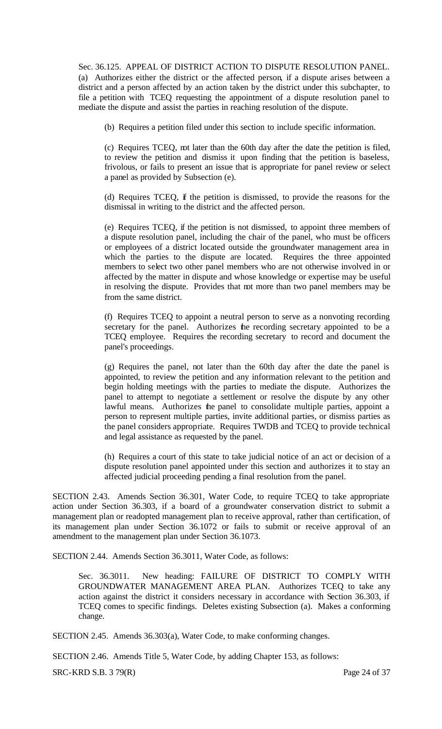Sec. 36.125. APPEAL OF DISTRICT ACTION TO DISPUTE RESOLUTION PANEL. (a) Authorizes either the district or the affected person, if a dispute arises between a district and a person affected by an action taken by the district under this subchapter, to file a petition with TCEQ requesting the appointment of a dispute resolution panel to mediate the dispute and assist the parties in reaching resolution of the dispute.

(b) Requires a petition filed under this section to include specific information.

(c) Requires TCEQ, not later than the 60th day after the date the petition is filed, to review the petition and dismiss it upon finding that the petition is baseless, frivolous, or fails to present an issue that is appropriate for panel review or select a panel as provided by Subsection (e).

(d) Requires TCEQ, if the petition is dismissed, to provide the reasons for the dismissal in writing to the district and the affected person.

(e) Requires TCEQ, if the petition is not dismissed, to appoint three members of a dispute resolution panel, including the chair of the panel, who must be officers or employees of a district located outside the groundwater management area in which the parties to the dispute are located. Requires the three appointed members to select two other panel members who are not otherwise involved in or affected by the matter in dispute and whose knowledge or expertise may be useful in resolving the dispute. Provides that not more than two panel members may be from the same district.

(f) Requires TCEQ to appoint a neutral person to serve as a nonvoting recording secretary for the panel. Authorizes the recording secretary appointed to be a TCEQ employee. Requires the recording secretary to record and document the panel's proceedings.

(g) Requires the panel, not later than the 60th day after the date the panel is appointed, to review the petition and any information relevant to the petition and begin holding meetings with the parties to mediate the dispute. Authorizes the panel to attempt to negotiate a settlement or resolve the dispute by any other lawful means. Authorizes the panel to consolidate multiple parties, appoint a person to represent multiple parties, invite additional parties, or dismiss parties as the panel considers appropriate. Requires TWDB and TCEQ to provide technical and legal assistance as requested by the panel.

(h) Requires a court of this state to take judicial notice of an act or decision of a dispute resolution panel appointed under this section and authorizes it to stay an affected judicial proceeding pending a final resolution from the panel.

SECTION 2.43. Amends Section 36.301, Water Code, to require TCEQ to take appropriate action under Section 36.303, if a board of a groundwater conservation district to submit a management plan or readopted management plan to receive approval, rather than certification, of its management plan under Section 36.1072 or fails to submit or receive approval of an amendment to the management plan under Section 36.1073.

SECTION 2.44. Amends Section 36.3011, Water Code, as follows:

Sec. 36.3011. New heading: FAILURE OF DISTRICT TO COMPLY WITH GROUNDWATER MANAGEMENT AREA PLAN. Authorizes TCEQ to take any action against the district it considers necessary in accordance with Section 36.303, if TCEQ comes to specific findings. Deletes existing Subsection (a). Makes a conforming change.

SECTION 2.45. Amends 36.303(a), Water Code, to make conforming changes.

SECTION 2.46. Amends Title 5, Water Code, by adding Chapter 153, as follows: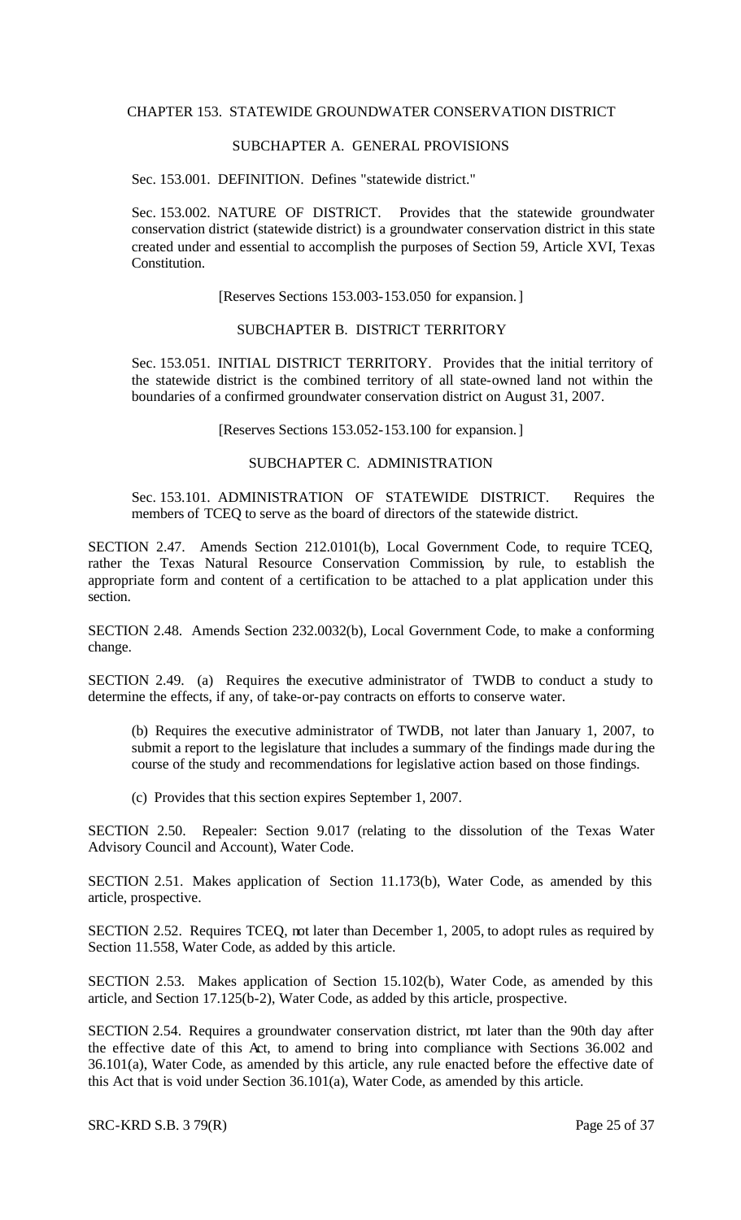CHAPTER 153. STATEWIDE GROUNDWATER CONSERVATION DISTRICT

SUBCHAPTER A. GENERAL PROVISIONS

Sec. 153.001. DEFINITION. Defines "statewide district."

Sec. 153.002. NATURE OF DISTRICT. Provides that the statewide groundwater conservation district (statewide district) is a groundwater conservation district in this state created under and essential to accomplish the purposes of Section 59, Article XVI, Texas Constitution.

[Reserves Sections 153.003-153.050 for expansion.]

SUBCHAPTER B. DISTRICT TERRITORY

Sec. 153.051. INITIAL DISTRICT TERRITORY. Provides that the initial territory of the statewide district is the combined territory of all state-owned land not within the boundaries of a confirmed groundwater conservation district on August 31, 2007.

[Reserves Sections 153.052-153.100 for expansion.]

SUBCHAPTER C. ADMINISTRATION

Sec. 153.101. ADMINISTRATION OF STATEWIDE DISTRICT. Requires the members of TCEQ to serve as the board of directors of the statewide district.

SECTION 2.47. Amends Section 212.0101(b), Local Government Code, to require TCEQ, rather the Texas Natural Resource Conservation Commission, by rule, to establish the appropriate form and content of a certification to be attached to a plat application under this section.

SECTION 2.48. Amends Section 232.0032(b), Local Government Code, to make a conforming change.

SECTION 2.49. (a) Requires the executive administrator of TWDB to conduct a study to determine the effects, if any, of take-or-pay contracts on efforts to conserve water.

(b) Requires the executive administrator of TWDB, not later than January 1, 2007, to submit a report to the legislature that includes a summary of the findings made during the course of the study and recommendations for legislative action based on those findings.

(c) Provides that this section expires September 1, 2007.

SECTION 2.50. Repealer: Section 9.017 (relating to the dissolution of the Texas Water Advisory Council and Account), Water Code.

SECTION 2.51. Makes application of Section 11.173(b), Water Code, as amended by this article, prospective.

SECTION 2.52. Requires TCEQ, not later than December 1, 2005, to adopt rules as required by Section 11.558, Water Code, as added by this article.

SECTION 2.53. Makes application of Section 15.102(b), Water Code, as amended by this article, and Section 17.125(b-2), Water Code, as added by this article, prospective.

SECTION 2.54. Requires a groundwater conservation district, not later than the 90th day after the effective date of this Act, to amend to bring into compliance with Sections 36.002 and 36.101(a), Water Code, as amended by this article, any rule enacted before the effective date of this Act that is void under Section 36.101(a), Water Code, as amended by this article.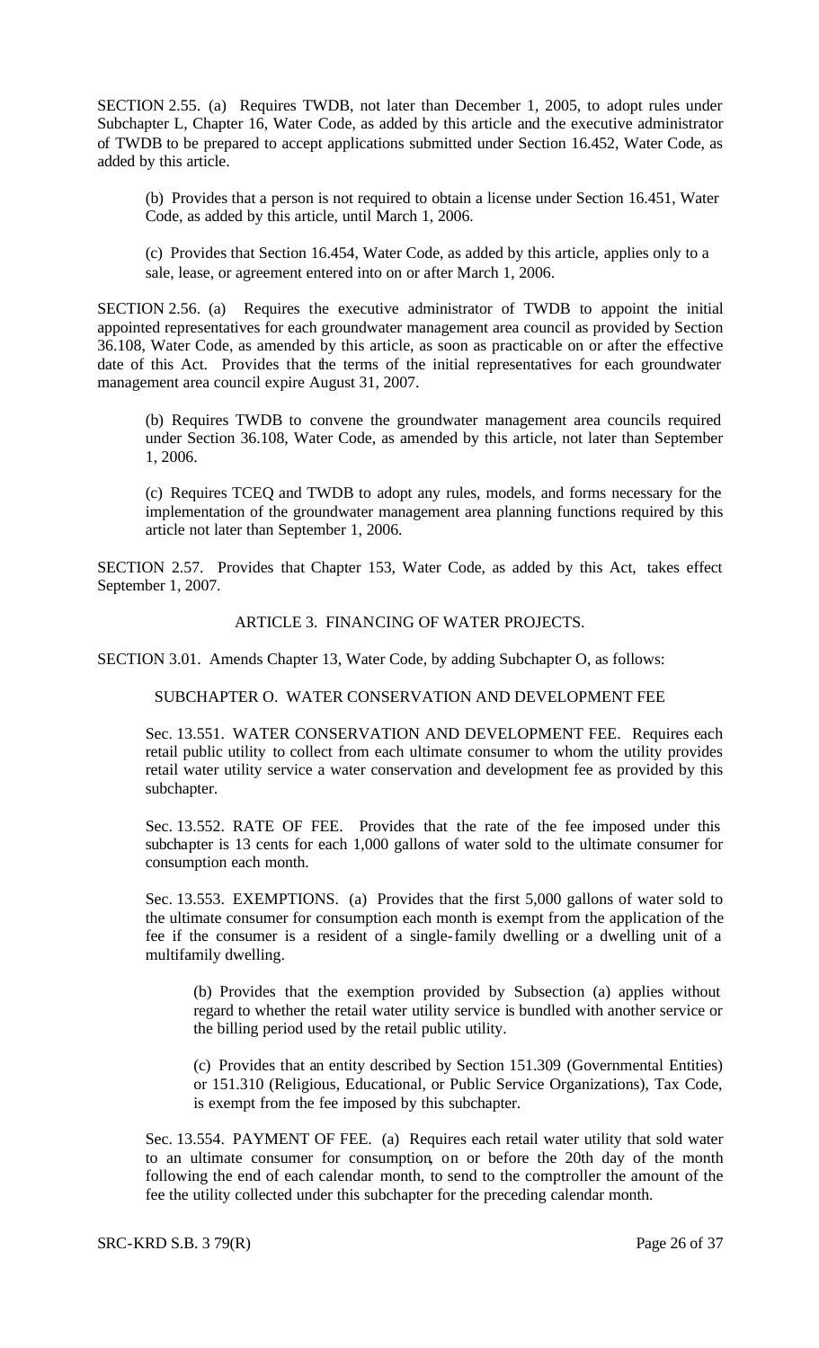SECTION 2.55. (a) Requires TWDB, not later than December 1, 2005, to adopt rules under Subchapter L, Chapter 16, Water Code, as added by this article and the executive administrator of TWDB to be prepared to accept applications submitted under Section 16.452, Water Code, as added by this article.

(b) Provides that a person is not required to obtain a license under Section 16.451, Water Code, as added by this article, until March 1, 2006.

(c) Provides that Section 16.454, Water Code, as added by this article, applies only to a sale, lease, or agreement entered into on or after March 1, 2006.

SECTION 2.56. (a) Requires the executive administrator of TWDB to appoint the initial appointed representatives for each groundwater management area council as provided by Section 36.108, Water Code, as amended by this article, as soon as practicable on or after the effective date of this Act. Provides that the terms of the initial representatives for each groundwater management area council expire August 31, 2007.

(b) Requires TWDB to convene the groundwater management area councils required under Section 36.108, Water Code, as amended by this article, not later than September 1, 2006.

(c) Requires TCEQ and TWDB to adopt any rules, models, and forms necessary for the implementation of the groundwater management area planning functions required by this article not later than September 1, 2006.

SECTION 2.57. Provides that Chapter 153, Water Code, as added by this Act, takes effect September 1, 2007.

ARTICLE 3. FINANCING OF WATER PROJECTS.

SECTION 3.01. Amends Chapter 13, Water Code, by adding Subchapter O, as follows:

SUBCHAPTER O. WATER CONSERVATION AND DEVELOPMENT FEE

Sec. 13.551. WATER CONSERVATION AND DEVELOPMENT FEE. Requires each retail public utility to collect from each ultimate consumer to whom the utility provides retail water utility service a water conservation and development fee as provided by this subchapter.

Sec. 13.552. RATE OF FEE. Provides that the rate of the fee imposed under this subchapter is 13 cents for each 1,000 gallons of water sold to the ultimate consumer for consumption each month.

Sec. 13.553. EXEMPTIONS. (a) Provides that the first 5,000 gallons of water sold to the ultimate consumer for consumption each month is exempt from the application of the fee if the consumer is a resident of a single-family dwelling or a dwelling unit of a multifamily dwelling.

(b) Provides that the exemption provided by Subsection (a) applies without regard to whether the retail water utility service is bundled with another service or the billing period used by the retail public utility.

(c) Provides that an entity described by Section 151.309 (Governmental Entities) or 151.310 (Religious, Educational, or Public Service Organizations), Tax Code, is exempt from the fee imposed by this subchapter.

Sec. 13.554. PAYMENT OF FEE. (a) Requires each retail water utility that sold water to an ultimate consumer for consumption, on or before the 20th day of the month following the end of each calendar month, to send to the comptroller the amount of the fee the utility collected under this subchapter for the preceding calendar month.

SRC-KRD S.B. 3 79(R)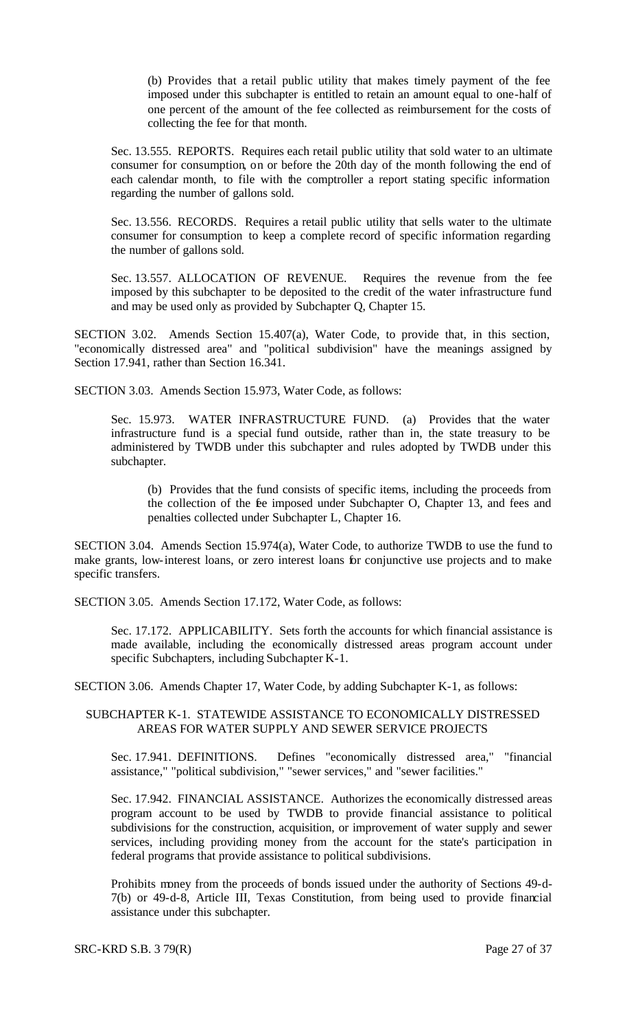(b) Provides that a retail public utility that makes timely payment of the fee imposed under this subchapter is entitled to retain an amount equal to one-half of one percent of the amount of the fee collected as reimbursement for the costs of collecting the fee for that month.

Sec. 13.555. REPORTS. Requires each retail public utility that sold water to an ultimate consumer for consumption, on or before the 20th day of the month following the end of each calendar month, to file with the comptroller a report stating specific information regarding the number of gallons sold.

Sec. 13.556. RECORDS. Requires a retail public utility that sells water to the ultimate consumer for consumption to keep a complete record of specific information regarding the number of gallons sold.

Sec. 13.557. ALLOCATION OF REVENUE. Requires the revenue from the fee imposed by this subchapter to be deposited to the credit of the water infrastructure fund and may be used only as provided by Subchapter Q, Chapter 15.

SECTION 3.02. Amends Section 15.407(a), Water Code, to provide that, in this section, "economically distressed area" and "political subdivision" have the meanings assigned by Section 17.941, rather than Section 16.341.

SECTION 3.03. Amends Section 15.973, Water Code, as follows:

Sec. 15.973. WATER INFRASTRUCTURE FUND. (a) Provides that the water infrastructure fund is a special fund outside, rather than in, the state treasury to be administered by TWDB under this subchapter and rules adopted by TWDB under this subchapter.

(b) Provides that the fund consists of specific items, including the proceeds from the collection of the fee imposed under Subchapter O, Chapter 13, and fees and penalties collected under Subchapter L, Chapter 16.

SECTION 3.04. Amends Section 15.974(a), Water Code, to authorize TWDB to use the fund to make grants, low-interest loans, or zero interest loans for conjunctive use projects and to make specific transfers.

SECTION 3.05. Amends Section 17.172, Water Code, as follows:

Sec. 17.172. APPLICABILITY. Sets forth the accounts for which financial assistance is made available, including the economically distressed areas program account under specific Subchapters, including Subchapter K-1.

SECTION 3.06. Amends Chapter 17, Water Code, by adding Subchapter K-1, as follows:

SUBCHAPTER K-1. STATEWIDE ASSISTANCE TO ECONOMICALLY DISTRESSED AREAS FOR WATER SUPPLY AND SEWER SERVICE PROJECTS

Sec. 17.941. DEFINITIONS. Defines "economically distressed area," "financial assistance," "political subdivision," "sewer services," and "sewer facilities."

Sec. 17.942. FINANCIAL ASSISTANCE. Authorizes the economically distressed areas program account to be used by TWDB to provide financial assistance to political subdivisions for the construction, acquisition, or improvement of water supply and sewer services, including providing money from the account for the state's participation in federal programs that provide assistance to political subdivisions.

Prohibits money from the proceeds of bonds issued under the authority of Sections 49-d-7(b) or 49-d-8, Article III, Texas Constitution, from being used to provide financial assistance under this subchapter.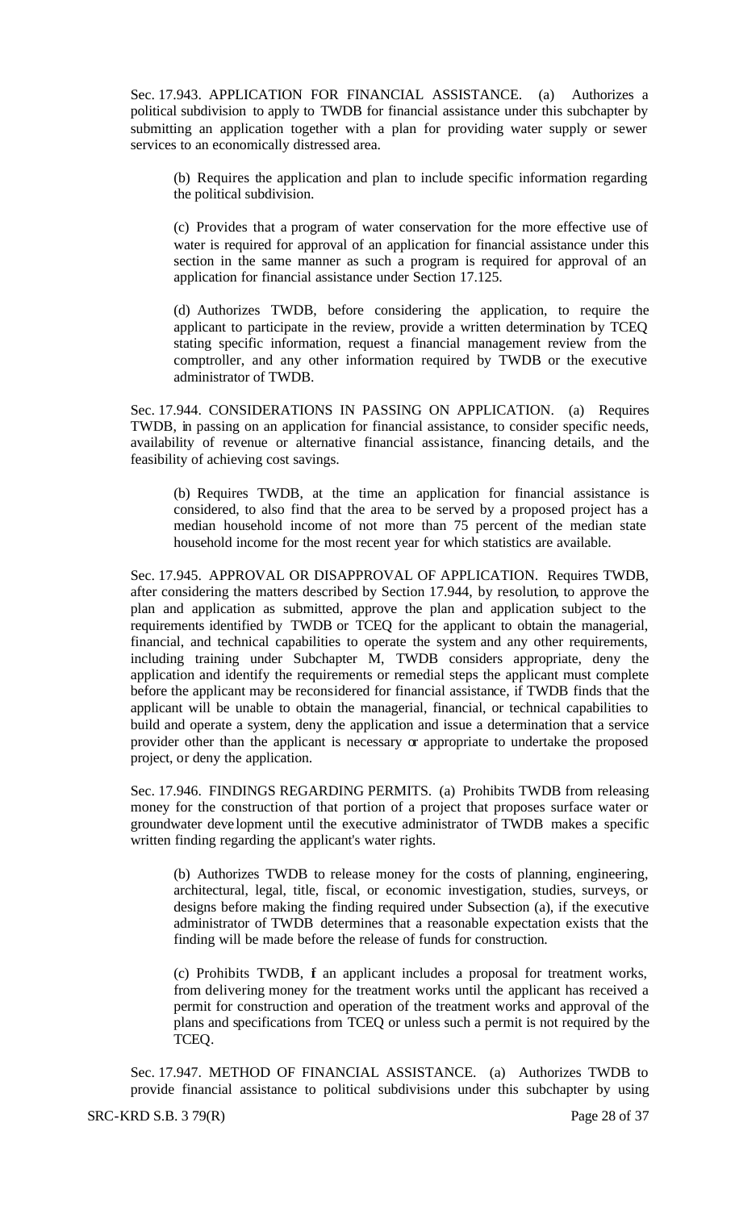Sec. 17.943. APPLICATION FOR FINANCIAL ASSISTANCE. (a) Authorizes a political subdivision to apply to TWDB for financial assistance under this subchapter by submitting an application together with a plan for providing water supply or sewer services to an economically distressed area.

> (b) Requires the application and plan to include specific information regarding the political subdivision.
>
> (c) Provides that a program of water conservation for the more effective use of water is required for approval of an application for financial assistance under this section in the same manner as such a program is required for approval of an application for financial assistance under Section 17.125.
>
> (d) Authorizes TWDB, before considering the application, to require the applicant to participate in the review, provide a written determination by TCEQ stating specific information, request a financial management review from the comptroller, and any other information required by TWDB or the executive administrator of TWDB.

Sec. 17.944. CONSIDERATIONS IN PASSING ON APPLICATION. (a) Requires TWDB, in passing on an application for financial assistance, to consider specific needs, availability of revenue or alternative financial assistance, financing details, and the feasibility of achieving cost savings.

> (b) Requires TWDB, at the time an application for financial assistance is considered, to also find that the area to be served by a proposed project has a median household income of not more than 75 percent of the median state household income for the most recent year for which statistics are available.

Sec. 17.945. APPROVAL OR DISAPPROVAL OF APPLICATION. Requires TWDB, after considering the matters described by Section 17.944, by resolution, to approve the plan and application as submitted, approve the plan and application subject to the requirements identified by TWDB or TCEQ for the applicant to obtain the managerial, financial, and technical capabilities to operate the system and any other requirements, including training under Subchapter M, TWDB considers appropriate, deny the application and identify the requirements or remedial steps the applicant must complete before the applicant may be reconsidered for financial assistance, if TWDB finds that the applicant will be unable to obtain the managerial, financial, or technical capabilities to build and operate a system, deny the application and issue a determination that a service provider other than the applicant is necessary or appropriate to undertake the proposed project, or deny the application.

Sec. 17.946. FINDINGS REGARDING PERMITS. (a) Prohibits TWDB from releasing money for the construction of that portion of a project that proposes surface water or groundwater development until the executive administrator of TWDB makes a specific written finding regarding the applicant's water rights.

> (b) Authorizes TWDB to release money for the costs of planning, engineering, architectural, legal, title, fiscal, or economic investigation, studies, surveys, or designs before making the finding required under Subsection (a), if the executive administrator of TWDB determines that a reasonable expectation exists that the finding will be made before the release of funds for construction.
>
> (c) Prohibits TWDB, if an applicant includes a proposal for treatment works, from delivering money for the treatment works until the applicant has received a permit for construction and operation of the treatment works and approval of the plans and specifications from TCEQ or unless such a permit is not required by the TCEQ.

Sec. 17.947. METHOD OF FINANCIAL ASSISTANCE. (a) Authorizes TWDB to provide financial assistance to political subdivisions under this subchapter by using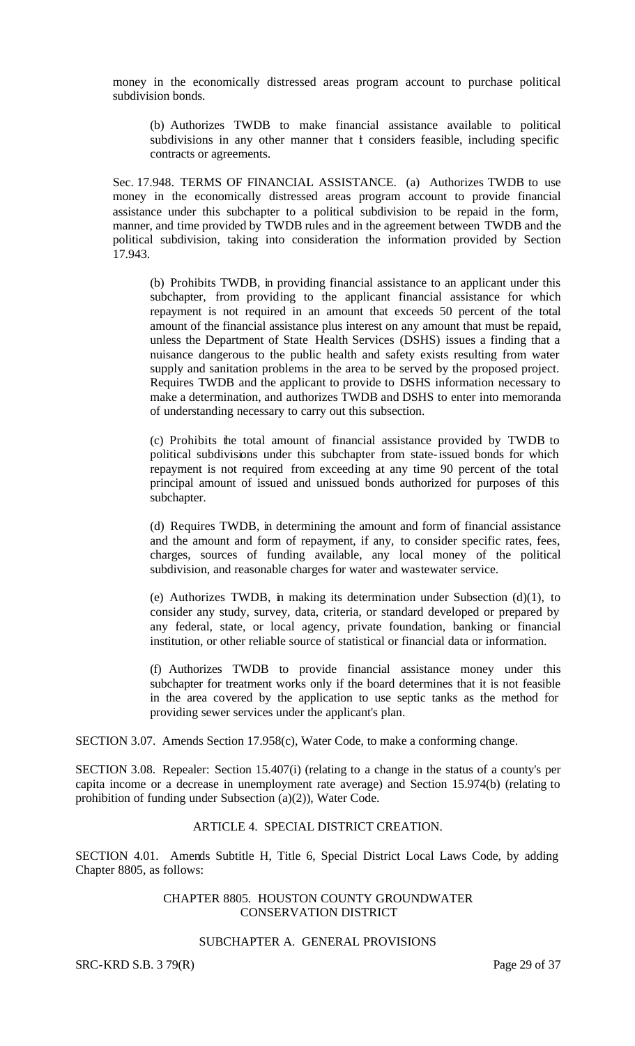money in the economically distressed areas program account to purchase political subdivision bonds.

(b) Authorizes TWDB to make financial assistance available to political subdivisions in any other manner that it considers feasible, including specific contracts or agreements.

Sec. 17.948. TERMS OF FINANCIAL ASSISTANCE. (a) Authorizes TWDB to use money in the economically distressed areas program account to provide financial assistance under this subchapter to a political subdivision to be repaid in the form, manner, and time provided by TWDB rules and in the agreement between TWDB and the political subdivision, taking into consideration the information provided by Section 17.943.

(b) Prohibits TWDB, in providing financial assistance to an applicant under this subchapter, from providing to the applicant financial assistance for which repayment is not required in an amount that exceeds 50 percent of the total amount of the financial assistance plus interest on any amount that must be repaid, unless the Department of State Health Services (DSHS) issues a finding that a nuisance dangerous to the public health and safety exists resulting from water supply and sanitation problems in the area to be served by the proposed project. Requires TWDB and the applicant to provide to DSHS information necessary to make a determination, and authorizes TWDB and DSHS to enter into memoranda of understanding necessary to carry out this subsection.

(c) Prohibits the total amount of financial assistance provided by TWDB to political subdivisions under this subchapter from state-issued bonds for which repayment is not required from exceeding at any time 90 percent of the total principal amount of issued and unissued bonds authorized for purposes of this subchapter.

(d) Requires TWDB, in determining the amount and form of financial assistance and the amount and form of repayment, if any, to consider specific rates, fees, charges, sources of funding available, any local money of the political subdivision, and reasonable charges for water and wastewater service.

(e) Authorizes TWDB, in making its determination under Subsection (d)(1), to consider any study, survey, data, criteria, or standard developed or prepared by any federal, state, or local agency, private foundation, banking or financial institution, or other reliable source of statistical or financial data or information.

(f) Authorizes TWDB to provide financial assistance money under this subchapter for treatment works only if the board determines that it is not feasible in the area covered by the application to use septic tanks as the method for providing sewer services under the applicant's plan.

SECTION 3.07. Amends Section 17.958(c), Water Code, to make a conforming change.

SECTION 3.08. Repealer: Section 15.407(i) (relating to a change in the status of a county's per capita income or a decrease in unemployment rate average) and Section 15.974(b) (relating to prohibition of funding under Subsection (a)(2)), Water Code.

## ARTICLE 4. SPECIAL DISTRICT CREATION.

SECTION 4.01. Amends Subtitle H, Title 6, Special District Local Laws Code, by adding Chapter 8805, as follows:

### CHAPTER 8805. HOUSTON COUNTY GROUNDWATER CONSERVATION DISTRICT

#### SUBCHAPTER A. GENERAL PROVISIONS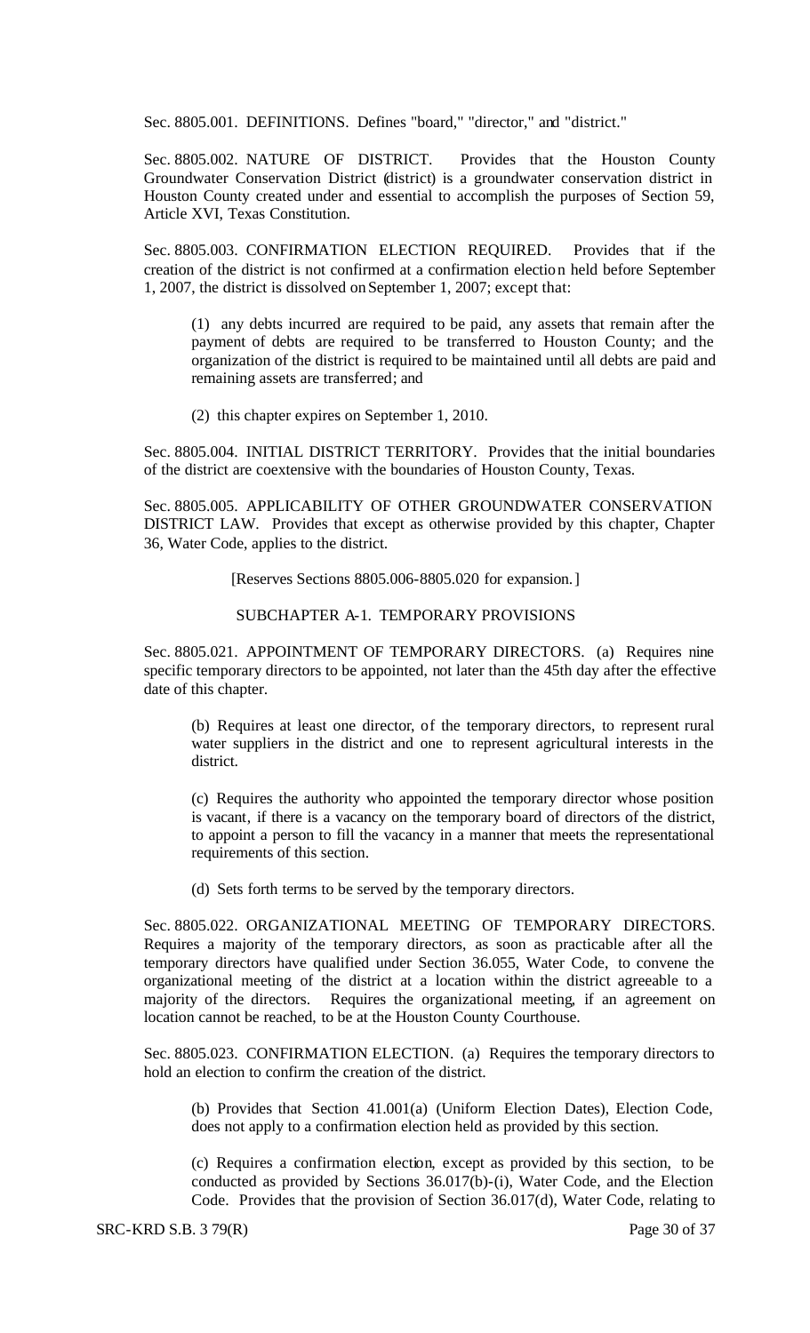Sec. 8805.001. DEFINITIONS. Defines "board," "director," and "district."

Sec. 8805.002. NATURE OF DISTRICT. Provides that the Houston County Groundwater Conservation District (district) is a groundwater conservation district in Houston County created under and essential to accomplish the purposes of Section 59, Article XVI, Texas Constitution.

Sec. 8805.003. CONFIRMATION ELECTION REQUIRED. Provides that if the creation of the district is not confirmed at a confirmation election held before September 1, 2007, the district is dissolved on September 1, 2007; except that:

(1) any debts incurred are required to be paid, any assets that remain after the payment of debts are required to be transferred to Houston County; and the organization of the district is required to be maintained until all debts are paid and remaining assets are transferred; and

(2) this chapter expires on September 1, 2010.

Sec. 8805.004. INITIAL DISTRICT TERRITORY. Provides that the initial boundaries of the district are coextensive with the boundaries of Houston County, Texas.

Sec. 8805.005. APPLICABILITY OF OTHER GROUNDWATER CONSERVATION DISTRICT LAW. Provides that except as otherwise provided by this chapter, Chapter 36, Water Code, applies to the district.

[Reserves Sections 8805.006-8805.020 for expansion.]

SUBCHAPTER A-1. TEMPORARY PROVISIONS

Sec. 8805.021. APPOINTMENT OF TEMPORARY DIRECTORS. (a) Requires nine specific temporary directors to be appointed, not later than the 45th day after the effective date of this chapter.

(b) Requires at least one director, of the temporary directors, to represent rural water suppliers in the district and one to represent agricultural interests in the district.

(c) Requires the authority who appointed the temporary director whose position is vacant, if there is a vacancy on the temporary board of directors of the district, to appoint a person to fill the vacancy in a manner that meets the representational requirements of this section.

(d) Sets forth terms to be served by the temporary directors.

Sec. 8805.022. ORGANIZATIONAL MEETING OF TEMPORARY DIRECTORS. Requires a majority of the temporary directors, as soon as practicable after all the temporary directors have qualified under Section 36.055, Water Code, to convene the organizational meeting of the district at a location within the district agreeable to a majority of the directors. Requires the organizational meeting, if an agreement on location cannot be reached, to be at the Houston County Courthouse.

Sec. 8805.023. CONFIRMATION ELECTION. (a) Requires the temporary directors to hold an election to confirm the creation of the district.

(b) Provides that Section 41.001(a) (Uniform Election Dates), Election Code, does not apply to a confirmation election held as provided by this section.

(c) Requires a confirmation election, except as provided by this section, to be conducted as provided by Sections 36.017(b)-(i), Water Code, and the Election Code. Provides that the provision of Section 36.017(d), Water Code, relating to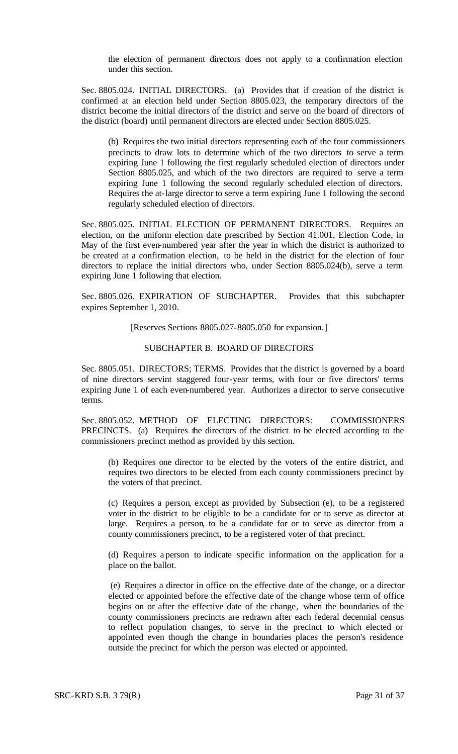the election of permanent directors does not apply to a confirmation election under this section.

Sec. 8805.024. INITIAL DIRECTORS. (a) Provides that if creation of the district is confirmed at an election held under Section 8805.023, the temporary directors of the district become the initial directors of the district and serve on the board of directors of the district (board) until permanent directors are elected under Section 8805.025.

(b) Requires the two initial directors representing each of the four commissioners precincts to draw lots to determine which of the two directors to serve a term expiring June 1 following the first regularly scheduled election of directors under Section 8805.025, and which of the two directors are required to serve a term expiring June 1 following the second regularly scheduled election of directors. Requires the at-large director to serve a term expiring June 1 following the second regularly scheduled election of directors.

Sec. 8805.025. INITIAL ELECTION OF PERMANENT DIRECTORS. Requires an election, on the uniform election date prescribed by Section 41.001, Election Code, in May of the first even-numbered year after the year in which the district is authorized to be created at a confirmation election, to be held in the district for the election of four directors to replace the initial directors who, under Section 8805.024(b), serve a term expiring June 1 following that election.

Sec. 8805.026. EXPIRATION OF SUBCHAPTER. Provides that this subchapter expires September 1, 2010.

[Reserves Sections 8805.027-8805.050 for expansion.]

SUBCHAPTER B. BOARD OF DIRECTORS

Sec. 8805.051. DIRECTORS; TERMS. Provides that the district is governed by a board of nine directors servint staggered four-year terms, with four or five directors' terms expiring June 1 of each even-numbered year. Authorizes a director to serve consecutive terms.

Sec. 8805.052. METHOD OF ELECTING DIRECTORS: COMMISSIONERS PRECINCTS. (a) Requires the directors of the district to be elected according to the commissioners precinct method as provided by this section.

(b) Requires one director to be elected by the voters of the entire district, and requires two directors to be elected from each county commissioners precinct by the voters of that precinct.

(c) Requires a person, except as provided by Subsection (e), to be a registered voter in the district to be eligible to be a candidate for or to serve as director at large. Requires a person, to be a candidate for or to serve as director from a county commissioners precinct, to be a registered voter of that precinct.

(d) Requires a person to indicate specific information on the application for a place on the ballot.

(e) Requires a director in office on the effective date of the change, or a director elected or appointed before the effective date of the change whose term of office begins on or after the effective date of the change, when the boundaries of the county commissioners precincts are redrawn after each federal decennial census to reflect population changes, to serve in the precinct to which elected or appointed even though the change in boundaries places the person's residence outside the precinct for which the person was elected or appointed.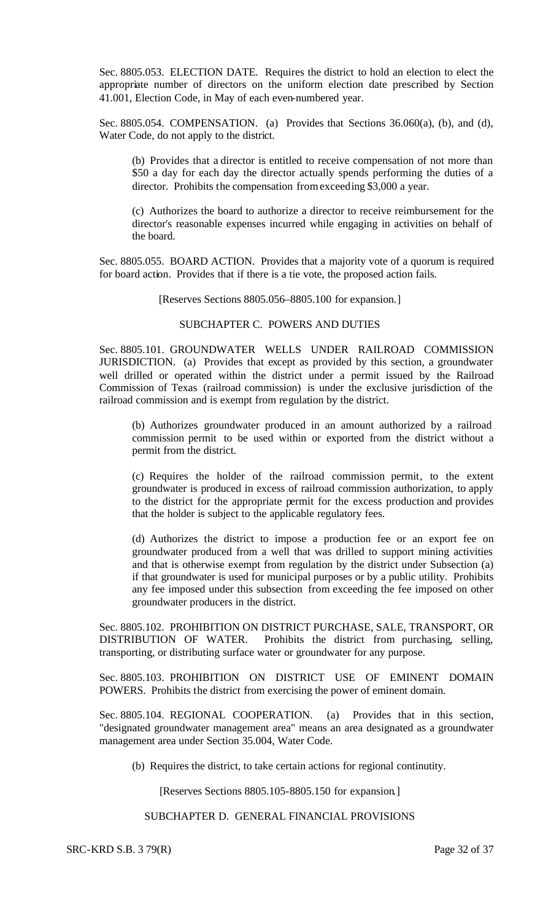Sec. 8805.053. ELECTION DATE. Requires the district to hold an election to elect the appropriate number of directors on the uniform election date prescribed by Section 41.001, Election Code, in May of each even-numbered year.

Sec. 8805.054. COMPENSATION. (a) Provides that Sections 36.060(a), (b), and (d), Water Code, do not apply to the district.

(b) Provides that a director is entitled to receive compensation of not more than $50 a day for each day the director actually spends performing the duties of a director. Prohibits the compensation from exceeding $3,000 a year.

(c) Authorizes the board to authorize a director to receive reimbursement for the director's reasonable expenses incurred while engaging in activities on behalf of the board.

Sec. 8805.055. BOARD ACTION. Provides that a majority vote of a quorum is required for board action. Provides that if there is a tie vote, the proposed action fails.

[Reserves Sections 8805.056–8805.100 for expansion.]

SUBCHAPTER C. POWERS AND DUTIES

Sec. 8805.101. GROUNDWATER WELLS UNDER RAILROAD COMMISSION JURISDICTION. (a) Provides that except as provided by this section, a groundwater well drilled or operated within the district under a permit issued by the Railroad Commission of Texas (railroad commission) is under the exclusive jurisdiction of the railroad commission and is exempt from regulation by the district.

(b) Authorizes groundwater produced in an amount authorized by a railroad commission permit to be used within or exported from the district without a permit from the district.

(c) Requires the holder of the railroad commission permit, to the extent groundwater is produced in excess of railroad commission authorization, to apply to the district for the appropriate permit for the excess production and provides that the holder is subject to the applicable regulatory fees.

(d) Authorizes the district to impose a production fee or an export fee on groundwater produced from a well that was drilled to support mining activities and that is otherwise exempt from regulation by the district under Subsection (a) if that groundwater is used for municipal purposes or by a public utility. Prohibits any fee imposed under this subsection from exceeding the fee imposed on other groundwater producers in the district.

Sec. 8805.102. PROHIBITION ON DISTRICT PURCHASE, SALE, TRANSPORT, OR DISTRIBUTION OF WATER. Prohibits the district from purchasing, selling, transporting, or distributing surface water or groundwater for any purpose.

Sec. 8805.103. PROHIBITION ON DISTRICT USE OF EMINENT DOMAIN POWERS. Prohibits the district from exercising the power of eminent domain.

Sec. 8805.104. REGIONAL COOPERATION. (a) Provides that in this section, "designated groundwater management area" means an area designated as a groundwater management area under Section 35.004, Water Code.

(b) Requires the district, to take certain actions for regional continutity.

[Reserves Sections 8805.105-8805.150 for expansion.]

SUBCHAPTER D. GENERAL FINANCIAL PROVISIONS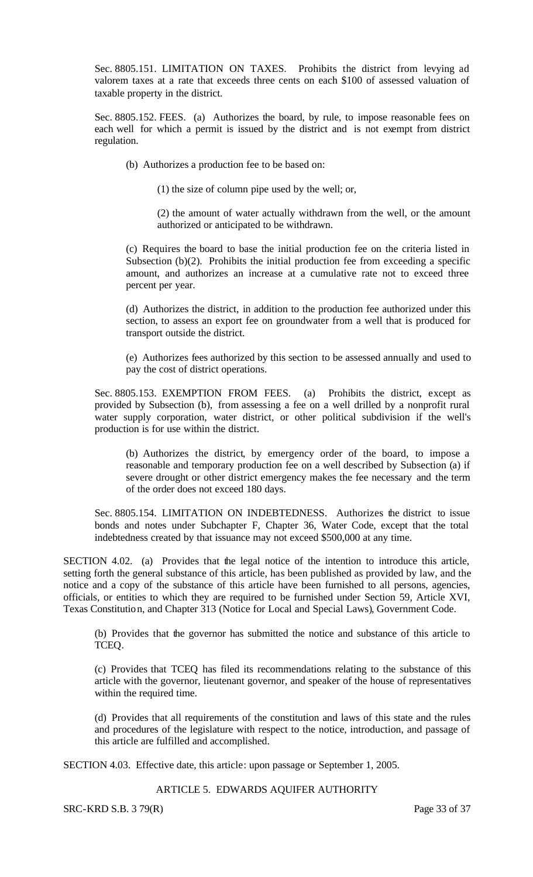Sec. 8805.151. LIMITATION ON TAXES. Prohibits the district from levying ad valorem taxes at a rate that exceeds three cents on each $100 of assessed valuation of taxable property in the district.

Sec. 8805.152. FEES. (a) Authorizes the board, by rule, to impose reasonable fees on each well for which a permit is issued by the district and is not exempt from district regulation.

> (b) Authorizes a production fee to be based on:
>
> > (1) the size of column pipe used by the well; or,
> >
> > (2) the amount of water actually withdrawn from the well, or the amount authorized or anticipated to be withdrawn.
>
> (c) Requires the board to base the initial production fee on the criteria listed in Subsection (b)(2). Prohibits the initial production fee from exceeding a specific amount, and authorizes an increase at a cumulative rate not to exceed three percent per year.
>
> (d) Authorizes the district, in addition to the production fee authorized under this section, to assess an export fee on groundwater from a well that is produced for transport outside the district.
>
> (e) Authorizes fees authorized by this section to be assessed annually and used to pay the cost of district operations.

Sec. 8805.153. EXEMPTION FROM FEES. (a) Prohibits the district, except as provided by Subsection (b), from assessing a fee on a well drilled by a nonprofit rural water supply corporation, water district, or other political subdivision if the well's production is for use within the district.

> (b) Authorizes the district, by emergency order of the board, to impose a reasonable and temporary production fee on a well described by Subsection (a) if severe drought or other district emergency makes the fee necessary and the term of the order does not exceed 180 days.

Sec. 8805.154. LIMITATION ON INDEBTEDNESS. Authorizes the district to issue bonds and notes under Subchapter F, Chapter 36, Water Code, except that the total indebtedness created by that issuance may not exceed $500,000 at any time.

SECTION 4.02. (a) Provides that the legal notice of the intention to introduce this article, setting forth the general substance of this article, has been published as provided by law, and the notice and a copy of the substance of this article have been furnished to all persons, agencies, officials, or entities to which they are required to be furnished under Section 59, Article XVI, Texas Constitution, and Chapter 313 (Notice for Local and Special Laws), Government Code.

> (b) Provides that the governor has submitted the notice and substance of this article to TCEQ.
>
> (c) Provides that TCEQ has filed its recommendations relating to the substance of this article with the governor, lieutenant governor, and speaker of the house of representatives within the required time.
>
> (d) Provides that all requirements of the constitution and laws of this state and the rules and procedures of the legislature with respect to the notice, introduction, and passage of this article are fulfilled and accomplished.

SECTION 4.03. Effective date, this article: upon passage or September 1, 2005.

ARTICLE 5. EDWARDS AQUIFER AUTHORITY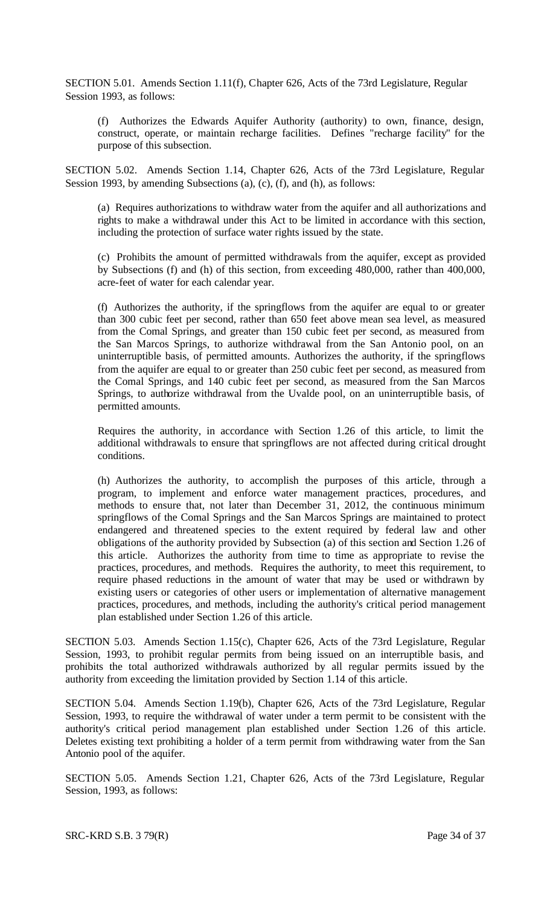SECTION 5.01. Amends Section 1.11(f), Chapter 626, Acts of the 73rd Legislature, Regular Session 1993, as follows:

(f) Authorizes the Edwards Aquifer Authority (authority) to own, finance, design, construct, operate, or maintain recharge facilities. Defines "recharge facility" for the purpose of this subsection.

SECTION 5.02. Amends Section 1.14, Chapter 626, Acts of the 73rd Legislature, Regular Session 1993, by amending Subsections (a), (c), (f), and (h), as follows:

(a) Requires authorizations to withdraw water from the aquifer and all authorizations and rights to make a withdrawal under this Act to be limited in accordance with this section, including the protection of surface water rights issued by the state.

(c) Prohibits the amount of permitted withdrawals from the aquifer, except as provided by Subsections (f) and (h) of this section, from exceeding 480,000, rather than 400,000, acre-feet of water for each calendar year.

(f) Authorizes the authority, if the springflows from the aquifer are equal to or greater than 300 cubic feet per second, rather than 650 feet above mean sea level, as measured from the Comal Springs, and greater than 150 cubic feet per second, as measured from the San Marcos Springs, to authorize withdrawal from the San Antonio pool, on an uninterruptible basis, of permitted amounts. Authorizes the authority, if the springflows from the aquifer are equal to or greater than 250 cubic feet per second, as measured from the Comal Springs, and 140 cubic feet per second, as measured from the San Marcos Springs, to authorize withdrawal from the Uvalde pool, on an uninterruptible basis, of permitted amounts.

Requires the authority, in accordance with Section 1.26 of this article, to limit the additional withdrawals to ensure that springflows are not affected during critical drought conditions.

(h) Authorizes the authority, to accomplish the purposes of this article, through a program, to implement and enforce water management practices, procedures, and methods to ensure that, not later than December 31, 2012, the continuous minimum springflows of the Comal Springs and the San Marcos Springs are maintained to protect endangered and threatened species to the extent required by federal law and other obligations of the authority provided by Subsection (a) of this section and Section 1.26 of this article. Authorizes the authority from time to time as appropriate to revise the practices, procedures, and methods. Requires the authority, to meet this requirement, to require phased reductions in the amount of water that may be used or withdrawn by existing users or categories of other users or implementation of alternative management practices, procedures, and methods, including the authority's critical period management plan established under Section 1.26 of this article.

SECTION 5.03. Amends Section 1.15(c), Chapter 626, Acts of the 73rd Legislature, Regular Session, 1993, to prohibit regular permits from being issued on an interruptible basis, and prohibits the total authorized withdrawals authorized by all regular permits issued by the authority from exceeding the limitation provided by Section 1.14 of this article.

SECTION 5.04. Amends Section 1.19(b), Chapter 626, Acts of the 73rd Legislature, Regular Session, 1993, to require the withdrawal of water under a term permit to be consistent with the authority's critical period management plan established under Section 1.26 of this article. Deletes existing text prohibiting a holder of a term permit from withdrawing water from the San Antonio pool of the aquifer.

SECTION 5.05. Amends Section 1.21, Chapter 626, Acts of the 73rd Legislature, Regular Session, 1993, as follows: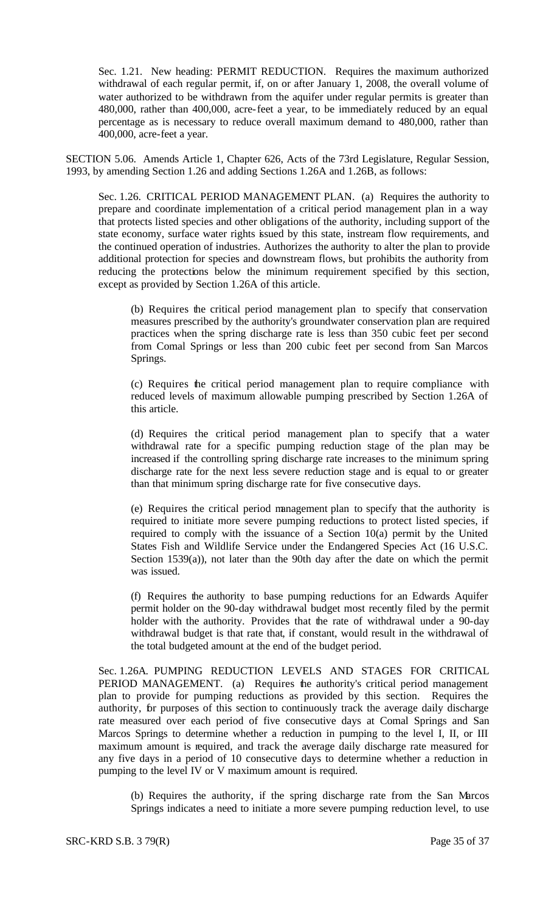Sec. 1.21. New heading: PERMIT REDUCTION. Requires the maximum authorized withdrawal of each regular permit, if, on or after January 1, 2008, the overall volume of water authorized to be withdrawn from the aquifer under regular permits is greater than 480,000, rather than 400,000, acre-feet a year, to be immediately reduced by an equal percentage as is necessary to reduce overall maximum demand to 480,000, rather than 400,000, acre-feet a year.

SECTION 5.06. Amends Article 1, Chapter 626, Acts of the 73rd Legislature, Regular Session, 1993, by amending Section 1.26 and adding Sections 1.26A and 1.26B, as follows:

Sec. 1.26. CRITICAL PERIOD MANAGEMENT PLAN. (a) Requires the authority to prepare and coordinate implementation of a critical period management plan in a way that protects listed species and other obligations of the authority, including support of the state economy, surface water rights issued by this state, instream flow requirements, and the continued operation of industries. Authorizes the authority to alter the plan to provide additional protection for species and downstream flows, but prohibits the authority from reducing the protections below the minimum requirement specified by this section, except as provided by Section 1.26A of this article.

(b) Requires the critical period management plan to specify that conservation measures prescribed by the authority's groundwater conservation plan are required practices when the spring discharge rate is less than 350 cubic feet per second from Comal Springs or less than 200 cubic feet per second from San Marcos Springs.

(c) Requires the critical period management plan to require compliance with reduced levels of maximum allowable pumping prescribed by Section 1.26A of this article.

(d) Requires the critical period management plan to specify that a water withdrawal rate for a specific pumping reduction stage of the plan may be increased if the controlling spring discharge rate increases to the minimum spring discharge rate for the next less severe reduction stage and is equal to or greater than that minimum spring discharge rate for five consecutive days.

(e) Requires the critical period management plan to specify that the authority is required to initiate more severe pumping reductions to protect listed species, if required to comply with the issuance of a Section 10(a) permit by the United States Fish and Wildlife Service under the Endangered Species Act (16 U.S.C. Section 1539(a)), not later than the 90th day after the date on which the permit was issued.

(f) Requires the authority to base pumping reductions for an Edwards Aquifer permit holder on the 90-day withdrawal budget most recently filed by the permit holder with the authority. Provides that the rate of withdrawal under a 90-day withdrawal budget is that rate that, if constant, would result in the withdrawal of the total budgeted amount at the end of the budget period.

Sec. 1.26A. PUMPING REDUCTION LEVELS AND STAGES FOR CRITICAL PERIOD MANAGEMENT. (a) Requires the authority's critical period management plan to provide for pumping reductions as provided by this section. Requires the authority, for purposes of this section to continuously track the average daily discharge rate measured over each period of five consecutive days at Comal Springs and San Marcos Springs to determine whether a reduction in pumping to the level I, II, or III maximum amount is required, and track the average daily discharge rate measured for any five days in a period of 10 consecutive days to determine whether a reduction in pumping to the level IV or V maximum amount is required.

(b) Requires the authority, if the spring discharge rate from the San Marcos Springs indicates a need to initiate a more severe pumping reduction level, to use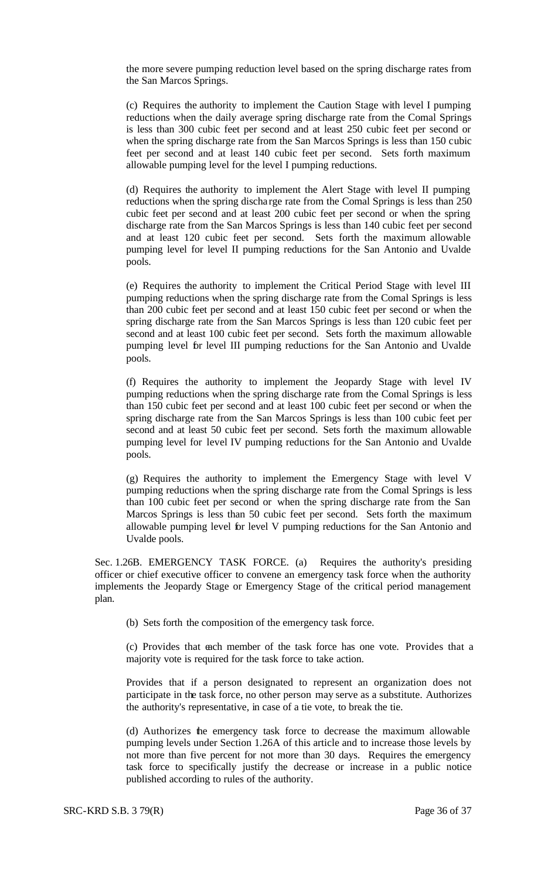the more severe pumping reduction level based on the spring discharge rates from the San Marcos Springs.

(c) Requires the authority to implement the Caution Stage with level I pumping reductions when the daily average spring discharge rate from the Comal Springs is less than 300 cubic feet per second and at least 250 cubic feet per second or when the spring discharge rate from the San Marcos Springs is less than 150 cubic feet per second and at least 140 cubic feet per second. Sets forth maximum allowable pumping level for the level I pumping reductions.

(d) Requires the authority to implement the Alert Stage with level II pumping reductions when the spring discharge rate from the Comal Springs is less than 250 cubic feet per second and at least 200 cubic feet per second or when the spring discharge rate from the San Marcos Springs is less than 140 cubic feet per second and at least 120 cubic feet per second. Sets forth the maximum allowable pumping level for level II pumping reductions for the San Antonio and Uvalde pools.

(e) Requires the authority to implement the Critical Period Stage with level III pumping reductions when the spring discharge rate from the Comal Springs is less than 200 cubic feet per second and at least 150 cubic feet per second or when the spring discharge rate from the San Marcos Springs is less than 120 cubic feet per second and at least 100 cubic feet per second. Sets forth the maximum allowable pumping level for level III pumping reductions for the San Antonio and Uvalde pools.

(f) Requires the authority to implement the Jeopardy Stage with level IV pumping reductions when the spring discharge rate from the Comal Springs is less than 150 cubic feet per second and at least 100 cubic feet per second or when the spring discharge rate from the San Marcos Springs is less than 100 cubic feet per second and at least 50 cubic feet per second. Sets forth the maximum allowable pumping level for level IV pumping reductions for the San Antonio and Uvalde pools.

(g) Requires the authority to implement the Emergency Stage with level V pumping reductions when the spring discharge rate from the Comal Springs is less than 100 cubic feet per second or when the spring discharge rate from the San Marcos Springs is less than 50 cubic feet per second. Sets forth the maximum allowable pumping level for level V pumping reductions for the San Antonio and Uvalde pools.

Sec. 1.26B. EMERGENCY TASK FORCE. (a) Requires the authority's presiding officer or chief executive officer to convene an emergency task force when the authority implements the Jeopardy Stage or Emergency Stage of the critical period management plan.

(b) Sets forth the composition of the emergency task force.

(c) Provides that each member of the task force has one vote. Provides that a majority vote is required for the task force to take action.

Provides that if a person designated to represent an organization does not participate in the task force, no other person may serve as a substitute. Authorizes the authority's representative, in case of a tie vote, to break the tie.

(d) Authorizes the emergency task force to decrease the maximum allowable pumping levels under Section 1.26A of this article and to increase those levels by not more than five percent for not more than 30 days. Requires the emergency task force to specifically justify the decrease or increase in a public notice published according to rules of the authority.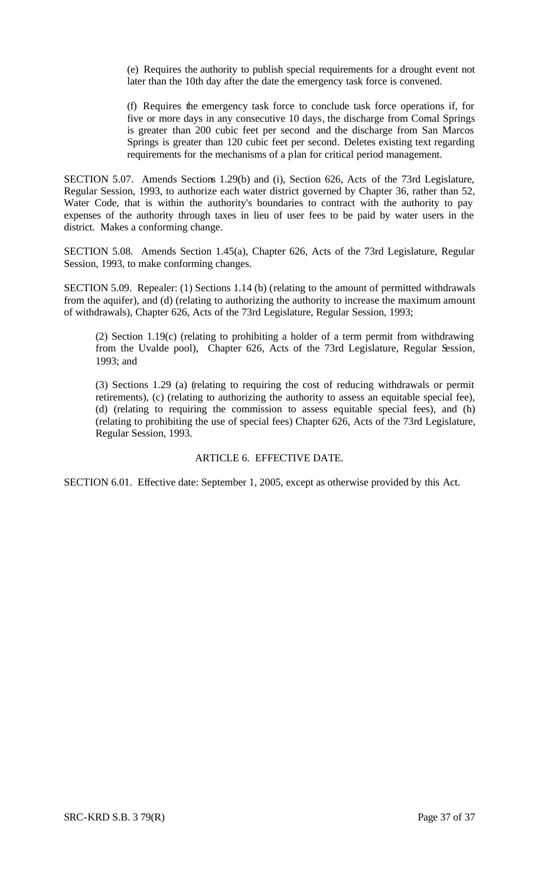(e) Requires the authority to publish special requirements for a drought event not later than the 10th day after the date the emergency task force is convened.

(f) Requires the emergency task force to conclude task force operations if, for five or more days in any consecutive 10 days, the discharge from Comal Springs is greater than 200 cubic feet per second and the discharge from San Marcos Springs is greater than 120 cubic feet per second. Deletes existing text regarding requirements for the mechanisms of a plan for critical period management.

SECTION 5.07. Amends Sections 1.29(b) and (i), Section 626, Acts of the 73rd Legislature, Regular Session, 1993, to authorize each water district governed by Chapter 36, rather than 52, Water Code, that is within the authority's boundaries to contract with the authority to pay expenses of the authority through taxes in lieu of user fees to be paid by water users in the district. Makes a conforming change.

SECTION 5.08. Amends Section 1.45(a), Chapter 626, Acts of the 73rd Legislature, Regular Session, 1993, to make conforming changes.

SECTION 5.09. Repealer: (1) Sections 1.14 (b) (relating to the amount of permitted withdrawals from the aquifer), and (d) (relating to authorizing the authority to increase the maximum amount of withdrawals), Chapter 626, Acts of the 73rd Legislature, Regular Session, 1993;

(2) Section 1.19(c) (relating to prohibiting a holder of a term permit from withdrawing from the Uvalde pool), Chapter 626, Acts of the 73rd Legislature, Regular Session, 1993; and

(3) Sections 1.29 (a) (relating to requiring the cost of reducing withdrawals or permit retirements), (c) (relating to authorizing the authority to assess an equitable special fee), (d) (relating to requiring the commission to assess equitable special fees), and (h) (relating to prohibiting the use of special fees) Chapter 626, Acts of the 73rd Legislature, Regular Session, 1993.

## ARTICLE 6. EFFECTIVE DATE.

SECTION 6.01. Effective date: September 1, 2005, except as otherwise provided by this Act.